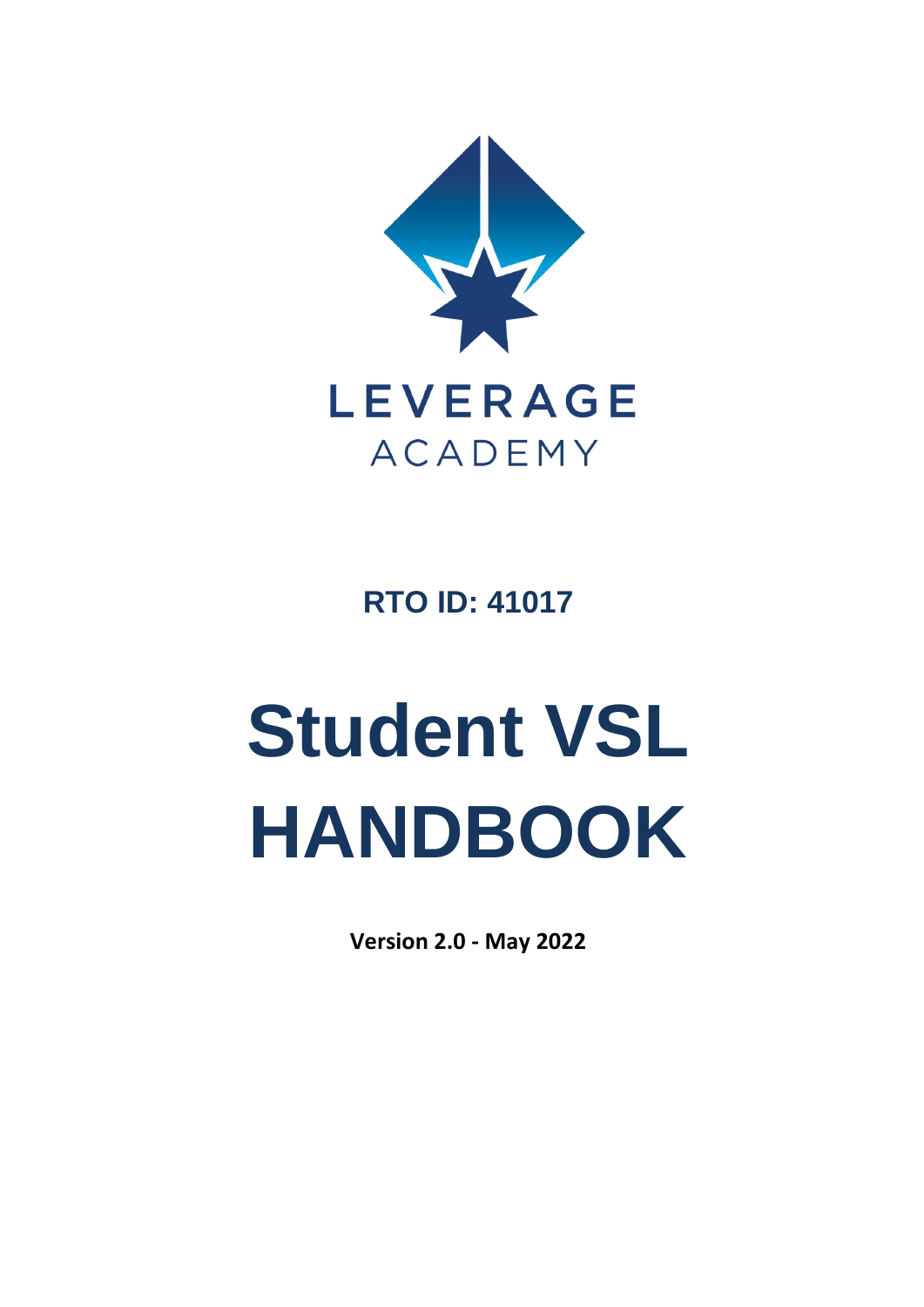LEVERAGE ACADEMY

**RTO ID: 41017**

# Student VSL HANDBOOK

**Version 2.0 - May 2022**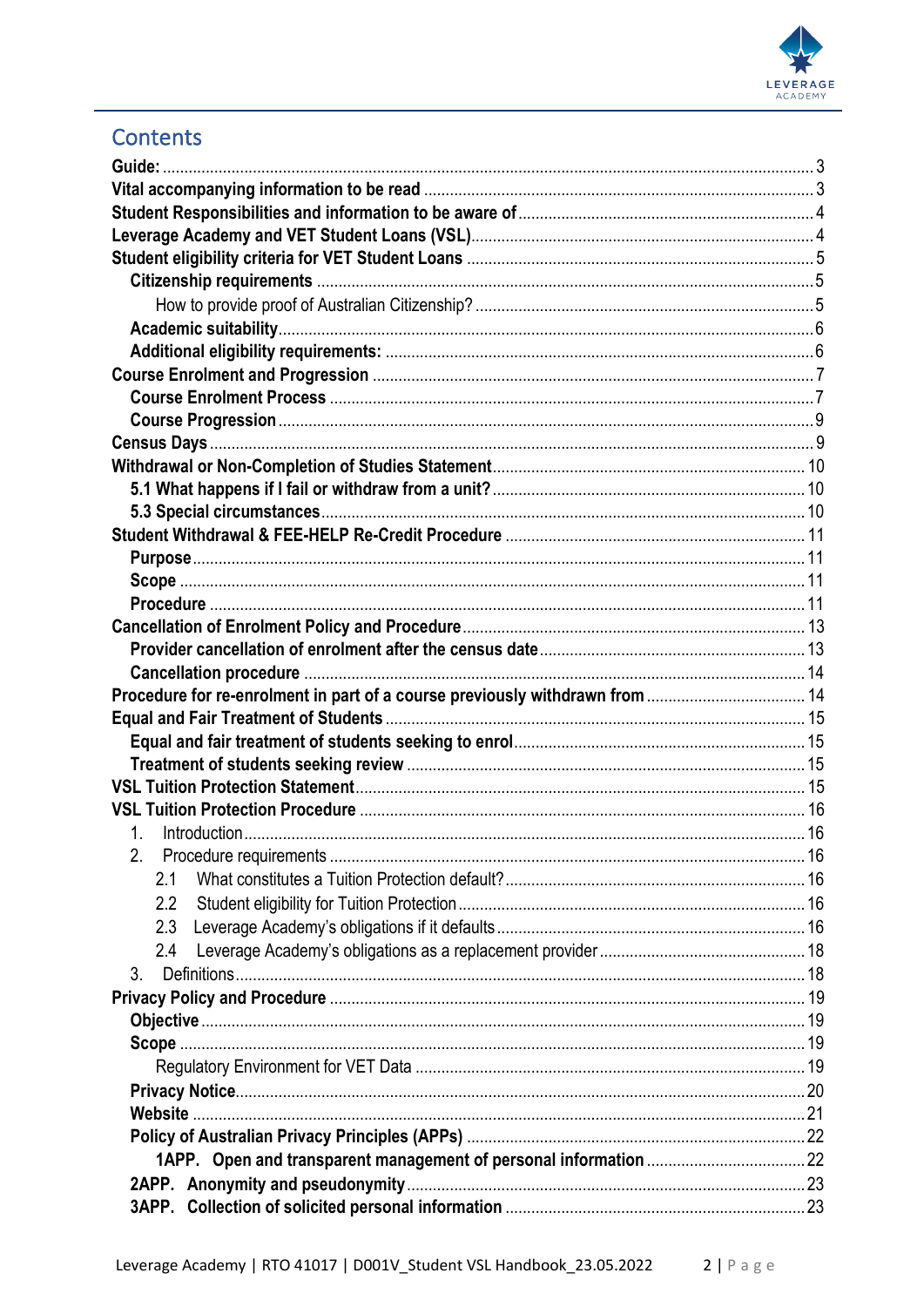# Contents

- **Guide:** 3
- **Vital accompanying information to be read** 3
- **Student Responsibilities and information to be aware of** 4
- **Leverage Academy and VET Student Loans (VSL)** 4
- **Student eligibility criteria for VET Student Loans** 5
  - **Citizenship requirements** 5
    - How to provide proof of Australian Citizenship? 5
  - **Academic suitability** 6
  - **Additional eligibility requirements:** 6
- **Course Enrolment and Progression** 7
  - **Course Enrolment Process** 7
  - **Course Progression** 9
- **Census Days** 9
- **Withdrawal or Non-Completion of Studies Statement** 10
  - **5.1 What happens if I fail or withdraw from a unit?** 10
  - **5.3 Special circumstances** 10
- **Student Withdrawal & FEE-HELP Re-Credit Procedure** 11
  - **Purpose** 11
  - **Scope** 11
  - **Procedure** 11
- **Cancellation of Enrolment Policy and Procedure** 13
  - **Provider cancellation of enrolment after the census date** 13
  - **Cancellation procedure** 14
- **Procedure for re-enrolment in part of a course previously withdrawn from** 14
- **Equal and Fair Treatment of Students** 15
  - **Equal and fair treatment of students seeking to enrol** 15
  - **Treatment of students seeking review** 15
- **VSL Tuition Protection Statement** 15
- **VSL Tuition Protection Procedure** 16
  - 1. Introduction 16
  - 2. Procedure requirements 16
    - 2.1 What constitutes a Tuition Protection default? 16
    - 2.2 Student eligibility for Tuition Protection 16
    - 2.3 Leverage Academy's obligations if it defaults 16
    - 2.4 Leverage Academy's obligations as a replacement provider 18
  - 3. Definitions 18
- **Privacy Policy and Procedure** 19
  - **Objective** 19
  - **Scope** 19
    - Regulatory Environment for VET Data 19
  - **Privacy Notice** 20
  - **Website** 21
  - **Policy of Australian Privacy Principles (APPs)** 22
    - **1APP. Open and transparent management of personal information** 22
  - **2APP. Anonymity and pseudonymity** 23
  - **3APP. Collection of solicited personal information** 23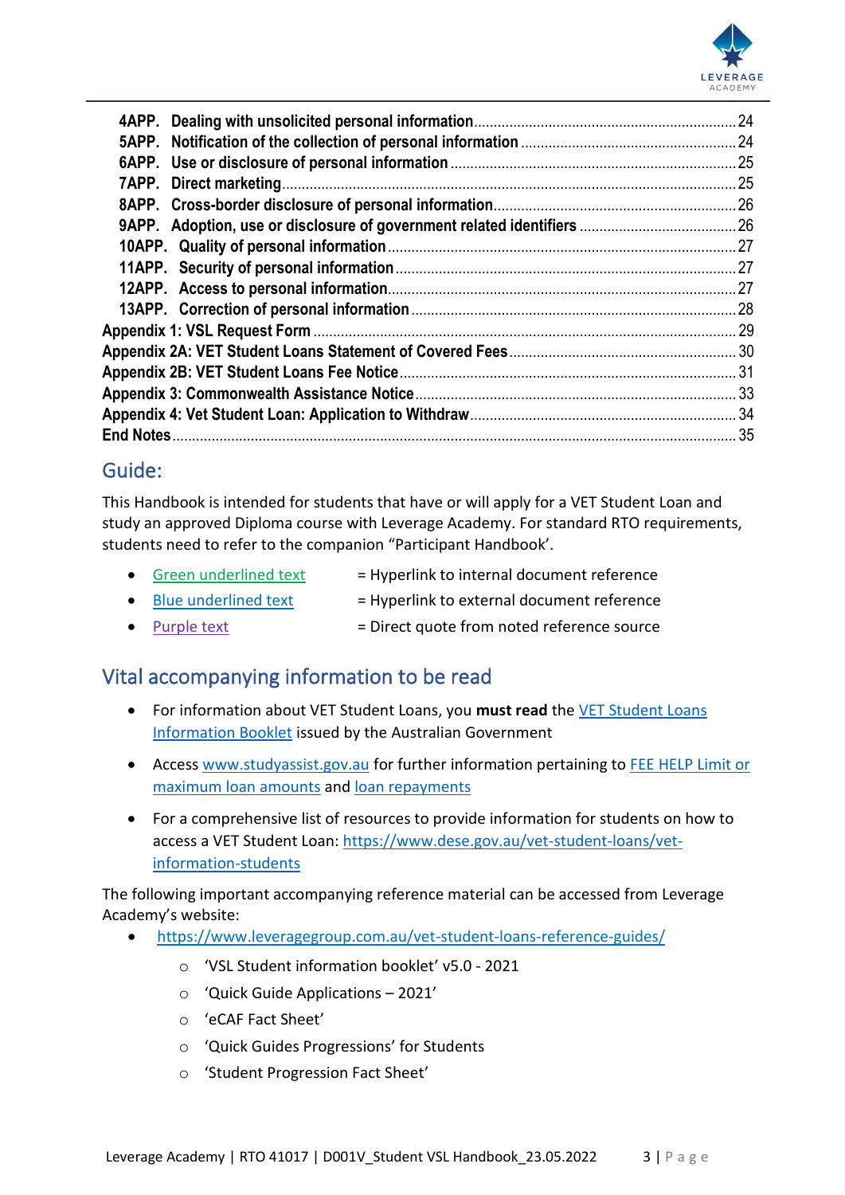- 4APP. Dealing with unsolicited personal information ..... 24
- 5APP. Notification of the collection of personal information ..... 24
- 6APP. Use or disclosure of personal information ..... 25
- 7APP. Direct marketing ..... 25
- 8APP. Cross-border disclosure of personal information ..... 26
- 9APP. Adoption, use or disclosure of government related identifiers ..... 26
- 10APP. Quality of personal information ..... 27
- 11APP. Security of personal information ..... 27
- 12APP. Access to personal information ..... 27
- 13APP. Correction of personal information ..... 28

Appendix 1: VSL Request Form ..... 29
Appendix 2A: VET Student Loans Statement of Covered Fees ..... 30
Appendix 2B: VET Student Loans Fee Notice ..... 31
Appendix 3: Commonwealth Assistance Notice ..... 33
Appendix 4: Vet Student Loan: Application to Withdraw ..... 34
End Notes ..... 35

## Guide:

This Handbook is intended for students that have or will apply for a VET Student Loan and study an approved Diploma course with Leverage Academy. For standard RTO requirements, students need to refer to the companion "Participant Handbook'.

- Green underlined text = Hyperlink to internal document reference
- Blue underlined text = Hyperlink to external document reference
- Purple text = Direct quote from noted reference source

## Vital accompanying information to be read

- For information about VET Student Loans, you **must read** the VET Student Loans Information Booklet issued by the Australian Government
- Access www.studyassist.gov.au for further information pertaining to FEE HELP Limit or maximum loan amounts and loan repayments
- For a comprehensive list of resources to provide information for students on how to access a VET Student Loan: https://www.dese.gov.au/vet-student-loans/vet-information-students

The following important accompanying reference material can be accessed from Leverage Academy's website:

- https://www.leveragegroup.com.au/vet-student-loans-reference-guides/
  - 'VSL Student information booklet' v5.0 - 2021
  - 'Quick Guide Applications – 2021'
  - 'eCAF Fact Sheet'
  - 'Quick Guides Progressions' for Students
  - 'Student Progression Fact Sheet'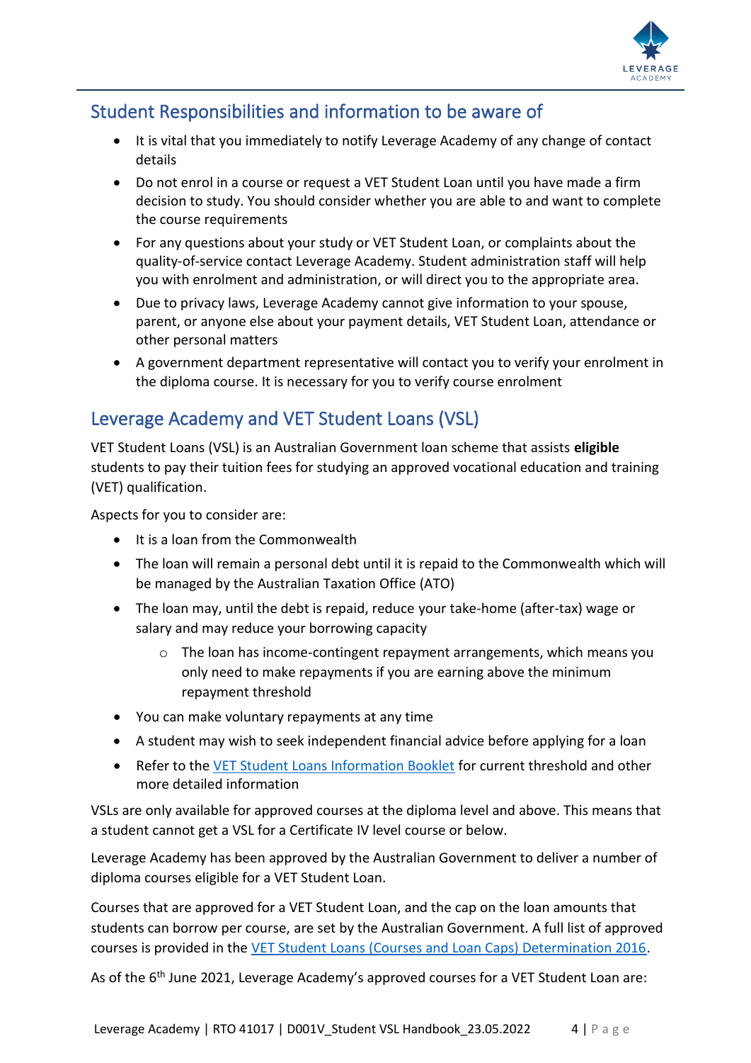## Student Responsibilities and information to be aware of

- It is vital that you immediately to notify Leverage Academy of any change of contact details
- Do not enrol in a course or request a VET Student Loan until you have made a firm decision to study. You should consider whether you are able to and want to complete the course requirements
- For any questions about your study or VET Student Loan, or complaints about the quality-of-service contact Leverage Academy. Student administration staff will help you with enrolment and administration, or will direct you to the appropriate area.
- Due to privacy laws, Leverage Academy cannot give information to your spouse, parent, or anyone else about your payment details, VET Student Loan, attendance or other personal matters
- A government department representative will contact you to verify your enrolment in the diploma course. It is necessary for you to verify course enrolment

## Leverage Academy and VET Student Loans (VSL)

VET Student Loans (VSL) is an Australian Government loan scheme that assists **eligible** students to pay their tuition fees for studying an approved vocational education and training (VET) qualification.

Aspects for you to consider are:

- It is a loan from the Commonwealth
- The loan will remain a personal debt until it is repaid to the Commonwealth which will be managed by the Australian Taxation Office (ATO)
- The loan may, until the debt is repaid, reduce your take-home (after-tax) wage or salary and may reduce your borrowing capacity
  - The loan has income-contingent repayment arrangements, which means you only need to make repayments if you are earning above the minimum repayment threshold
- You can make voluntary repayments at any time
- A student may wish to seek independent financial advice before applying for a loan
- Refer to the VET Student Loans Information Booklet for current threshold and other more detailed information

VSLs are only available for approved courses at the diploma level and above. This means that a student cannot get a VSL for a Certificate IV level course or below.

Leverage Academy has been approved by the Australian Government to deliver a number of diploma courses eligible for a VET Student Loan.

Courses that are approved for a VET Student Loan, and the cap on the loan amounts that students can borrow per course, are set by the Australian Government. A full list of approved courses is provided in the VET Student Loans (Courses and Loan Caps) Determination 2016.

As of the 6th June 2021, Leverage Academy's approved courses for a VET Student Loan are: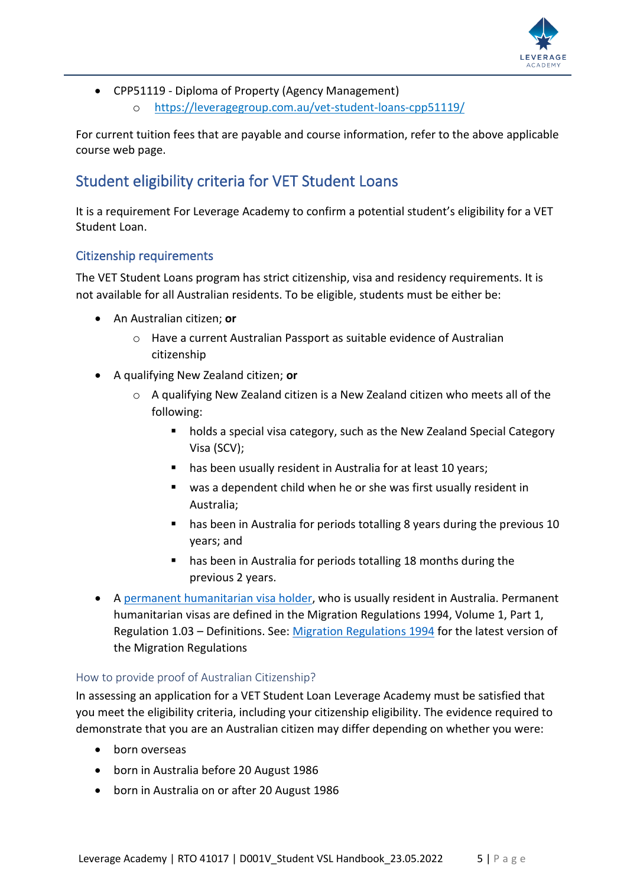- CPP51119 - Diploma of Property (Agency Management)
    - [https://leveragegroup.com.au/vet-student-loans-cpp51119/](https://leveragegroup.com.au/vet-student-loans-cpp51119/)

For current tuition fees that are payable and course information, refer to the above applicable course web page.

## Student eligibility criteria for VET Student Loans

It is a requirement For Leverage Academy to confirm a potential student's eligibility for a VET Student Loan.

### Citizenship requirements

The VET Student Loans program has strict citizenship, visa and residency requirements. It is not available for all Australian residents. To be eligible, students must be either be:

- An Australian citizen; **or**
    - Have a current Australian Passport as suitable evidence of Australian citizenship
- A qualifying New Zealand citizen; **or**
    - A qualifying New Zealand citizen is a New Zealand citizen who meets all of the following:
        - holds a special visa category, such as the New Zealand Special Category Visa (SCV);
        - has been usually resident in Australia for at least 10 years;
        - was a dependent child when he or she was first usually resident in Australia;
        - has been in Australia for periods totalling 8 years during the previous 10 years; and
        - has been in Australia for periods totalling 18 months during the previous 2 years.
- A permanent humanitarian visa holder, who is usually resident in Australia. Permanent humanitarian visas are defined in the Migration Regulations 1994, Volume 1, Part 1, Regulation 1.03 – Definitions. See: Migration Regulations 1994 for the latest version of the Migration Regulations

#### How to provide proof of Australian Citizenship?

In assessing an application for a VET Student Loan Leverage Academy must be satisfied that you meet the eligibility criteria, including your citizenship eligibility. The evidence required to demonstrate that you are an Australian citizen may differ depending on whether you were:

- born overseas
- born in Australia before 20 August 1986
- born in Australia on or after 20 August 1986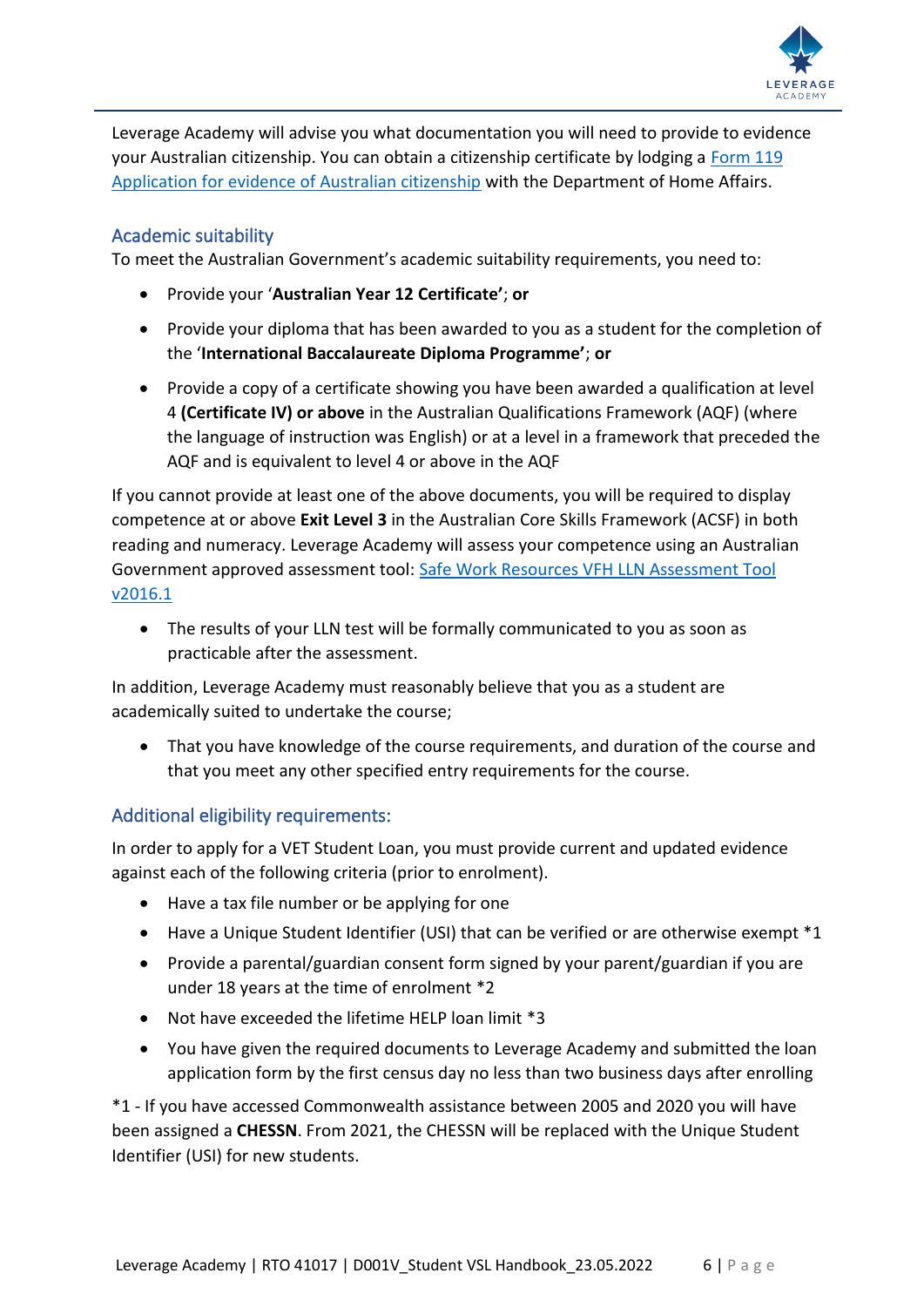Leverage Academy will advise you what documentation you will need to provide to evidence your Australian citizenship. You can obtain a citizenship certificate by lodging a Form 119 Application for evidence of Australian citizenship with the Department of Home Affairs.

## Academic suitability

To meet the Australian Government's academic suitability requirements, you need to:

- Provide your '**Australian Year 12 Certificate**'; **or**
- Provide your diploma that has been awarded to you as a student for the completion of the '**International Baccalaureate Diploma Programme**'; **or**
- Provide a copy of a certificate showing you have been awarded a qualification at level 4 **(Certificate IV) or above** in the Australian Qualifications Framework (AQF) (where the language of instruction was English) or at a level in a framework that preceded the AQF and is equivalent to level 4 or above in the AQF

If you cannot provide at least one of the above documents, you will be required to display competence at or above **Exit Level 3** in the Australian Core Skills Framework (ACSF) in both reading and numeracy. Leverage Academy will assess your competence using an Australian Government approved assessment tool: Safe Work Resources VFH LLN Assessment Tool v2016.1

- The results of your LLN test will be formally communicated to you as soon as practicable after the assessment.

In addition, Leverage Academy must reasonably believe that you as a student are academically suited to undertake the course;

- That you have knowledge of the course requirements, and duration of the course and that you meet any other specified entry requirements for the course.

## Additional eligibility requirements:

In order to apply for a VET Student Loan, you must provide current and updated evidence against each of the following criteria (prior to enrolment).

- Have a tax file number or be applying for one
- Have a Unique Student Identifier (USI) that can be verified or are otherwise exempt *1
- Provide a parental/guardian consent form signed by your parent/guardian if you are under 18 years at the time of enrolment *2
- Not have exceeded the lifetime HELP loan limit *3
- You have given the required documents to Leverage Academy and submitted the loan application form by the first census day no less than two business days after enrolling

*1 - If you have accessed Commonwealth assistance between 2005 and 2020 you will have been assigned a **CHESSN**. From 2021, the CHESSN will be replaced with the Unique Student Identifier (USI) for new students.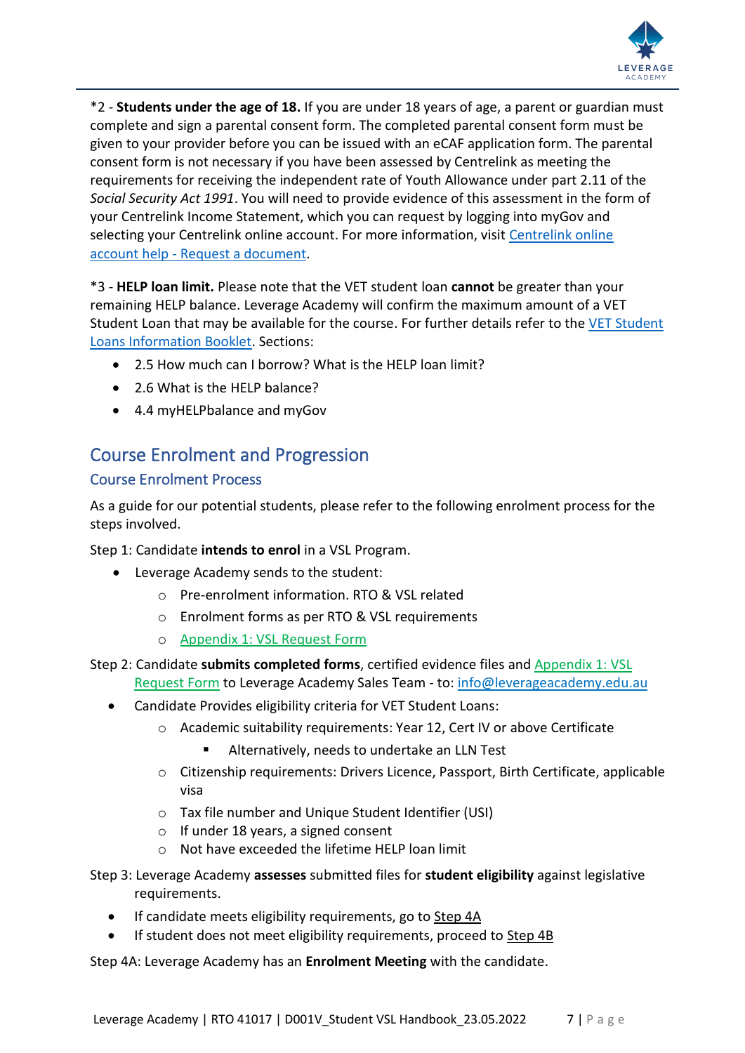*2 - **Students under the age of 18.** If you are under 18 years of age, a parent or guardian must complete and sign a parental consent form. The completed parental consent form must be given to your provider before you can be issued with an eCAF application form. The parental consent form is not necessary if you have been assessed by Centrelink as meeting the requirements for receiving the independent rate of Youth Allowance under part 2.11 of the *Social Security Act 1991*. You will need to provide evidence of this assessment in the form of your Centrelink Income Statement, which you can request by logging into myGov and selecting your Centrelink online account. For more information, visit Centrelink online account help - Request a document.

*3 - **HELP loan limit.** Please note that the VET student loan **cannot** be greater than your remaining HELP balance. Leverage Academy will confirm the maximum amount of a VET Student Loan that may be available for the course. For further details refer to the VET Student Loans Information Booklet. Sections:

- 2.5 How much can I borrow? What is the HELP loan limit?
- 2.6 What is the HELP balance?
- 4.4 myHELPbalance and myGov

## Course Enrolment and Progression

### Course Enrolment Process

As a guide for our potential students, please refer to the following enrolment process for the steps involved.

Step 1: Candidate **intends to enrol** in a VSL Program.

- Leverage Academy sends to the student:
  - Pre-enrolment information. RTO & VSL related
  - Enrolment forms as per RTO & VSL requirements
  - Appendix 1: VSL Request Form

Step 2: Candidate **submits completed forms**, certified evidence files and Appendix 1: VSL Request Form to Leverage Academy Sales Team - to: info@leverageacademy.edu.au

- Candidate Provides eligibility criteria for VET Student Loans:
  - Academic suitability requirements: Year 12, Cert IV or above Certificate
    - Alternatively, needs to undertake an LLN Test
  - Citizenship requirements: Drivers Licence, Passport, Birth Certificate, applicable visa
  - Tax file number and Unique Student Identifier (USI)
  - If under 18 years, a signed consent
  - Not have exceeded the lifetime HELP loan limit

Step 3: Leverage Academy **assesses** submitted files for **student eligibility** against legislative requirements.

- If candidate meets eligibility requirements, go to Step 4A
- If student does not meet eligibility requirements, proceed to Step 4B

Step 4A: Leverage Academy has an **Enrolment Meeting** with the candidate.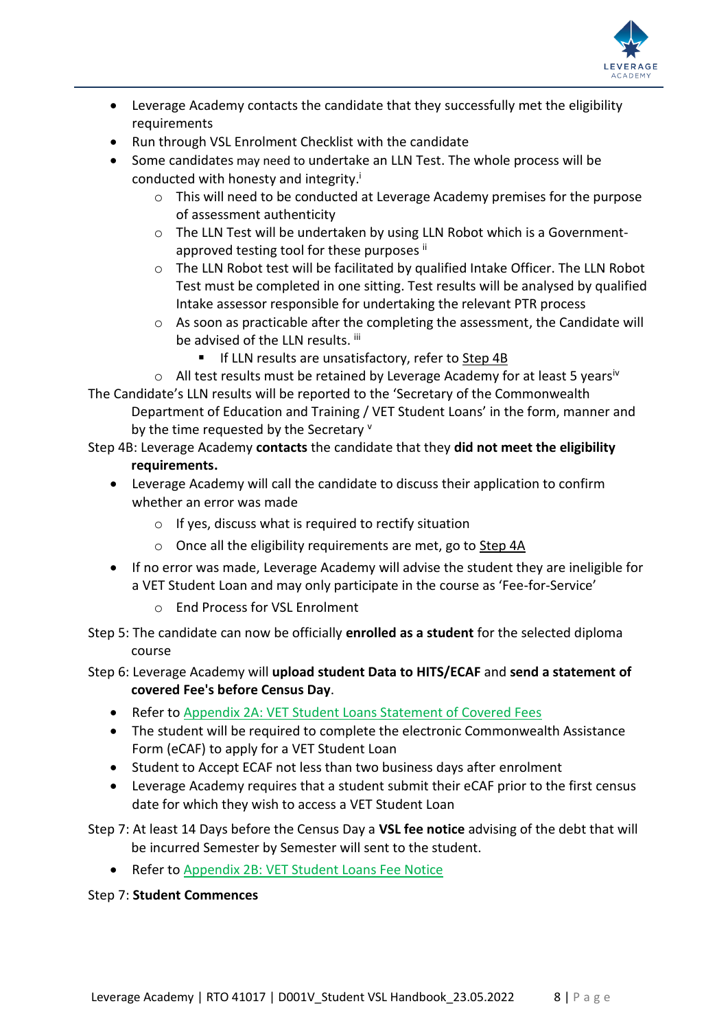- Leverage Academy contacts the candidate that they successfully met the eligibility requirements
- Run through VSL Enrolment Checklist with the candidate
- Some candidates may need to undertake an LLN Test. The whole process will be conducted with honesty and integrity.[i]
  - This will need to be conducted at Leverage Academy premises for the purpose of assessment authenticity
  - The LLN Test will be undertaken by using LLN Robot which is a Government-approved testing tool for these purposes [ii]
  - The LLN Robot test will be facilitated by qualified Intake Officer. The LLN Robot Test must be completed in one sitting. Test results will be analysed by qualified Intake assessor responsible for undertaking the relevant PTR process
  - As soon as practicable after the completing the assessment, the Candidate will be advised of the LLN results. [iii]
    - If LLN results are unsatisfactory, refer to Step 4B
  - All test results must be retained by Leverage Academy for at least 5 years[iv]

The Candidate's LLN results will be reported to the 'Secretary of the Commonwealth Department of Education and Training / VET Student Loans' in the form, manner and by the time requested by the Secretary [v]

Step 4B: Leverage Academy **contacts** the candidate that they **did not meet the eligibility requirements.**

- Leverage Academy will call the candidate to discuss their application to confirm whether an error was made
  - If yes, discuss what is required to rectify situation
  - Once all the eligibility requirements are met, go to Step 4A
- If no error was made, Leverage Academy will advise the student they are ineligible for a VET Student Loan and may only participate in the course as 'Fee-for-Service'
  - End Process for VSL Enrolment

Step 5: The candidate can now be officially **enrolled as a student** for the selected diploma course

Step 6: Leverage Academy will **upload student Data to HITS/ECAF** and **send a statement of covered Fee's before Census Day**.

- Refer to Appendix 2A: VET Student Loans Statement of Covered Fees
- The student will be required to complete the electronic Commonwealth Assistance Form (eCAF) to apply for a VET Student Loan
- Student to Accept ECAF not less than two business days after enrolment
- Leverage Academy requires that a student submit their eCAF prior to the first census date for which they wish to access a VET Student Loan

Step 7: At least 14 Days before the Census Day a **VSL fee notice** advising of the debt that will be incurred Semester by Semester will sent to the student.

- Refer to Appendix 2B: VET Student Loans Fee Notice

Step 7: **Student Commences**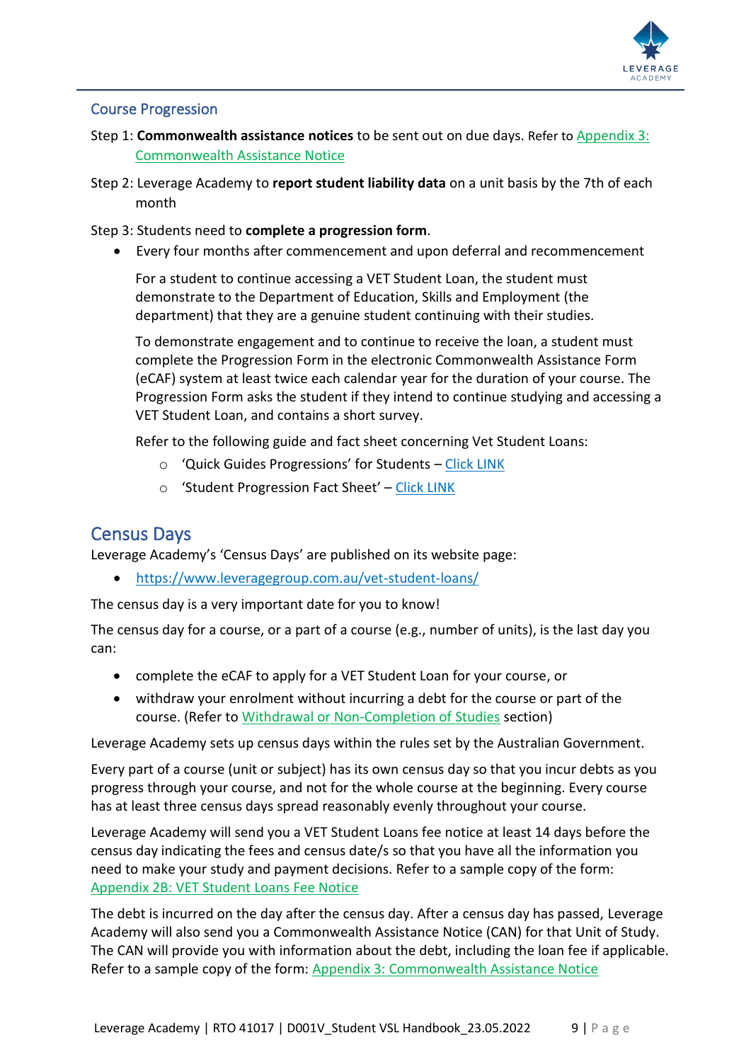## Course Progression

Step 1: **Commonwealth assistance notices** to be sent out on due days. Refer to Appendix 3: Commonwealth Assistance Notice

Step 2: Leverage Academy to **report student liability data** on a unit basis by the 7th of each month

Step 3: Students need to **complete a progression form**.

- Every four months after commencement and upon deferral and recommencement

  For a student to continue accessing a VET Student Loan, the student must demonstrate to the Department of Education, Skills and Employment (the department) that they are a genuine student continuing with their studies.

  To demonstrate engagement and to continue to receive the loan, a student must complete the Progression Form in the electronic Commonwealth Assistance Form (eCAF) system at least twice each calendar year for the duration of your course. The Progression Form asks the student if they intend to continue studying and accessing a VET Student Loan, and contains a short survey.

  Refer to the following guide and fact sheet concerning Vet Student Loans:

  - 'Quick Guides Progressions' for Students – Click LINK
  - 'Student Progression Fact Sheet' – Click LINK

## Census Days

Leverage Academy's 'Census Days' are published on its website page:

- https://www.leveragegroup.com.au/vet-student-loans/

The census day is a very important date for you to know!

The census day for a course, or a part of a course (e.g., number of units), is the last day you can:

- complete the eCAF to apply for a VET Student Loan for your course, or
- withdraw your enrolment without incurring a debt for the course or part of the course. (Refer to Withdrawal or Non-Completion of Studies section)

Leverage Academy sets up census days within the rules set by the Australian Government.

Every part of a course (unit or subject) has its own census day so that you incur debts as you progress through your course, and not for the whole course at the beginning. Every course has at least three census days spread reasonably evenly throughout your course.

Leverage Academy will send you a VET Student Loans fee notice at least 14 days before the census day indicating the fees and census date/s so that you have all the information you need to make your study and payment decisions. Refer to a sample copy of the form: Appendix 2B: VET Student Loans Fee Notice

The debt is incurred on the day after the census day. After a census day has passed, Leverage Academy will also send you a Commonwealth Assistance Notice (CAN) for that Unit of Study. The CAN will provide you with information about the debt, including the loan fee if applicable. Refer to a sample copy of the form: Appendix 3: Commonwealth Assistance Notice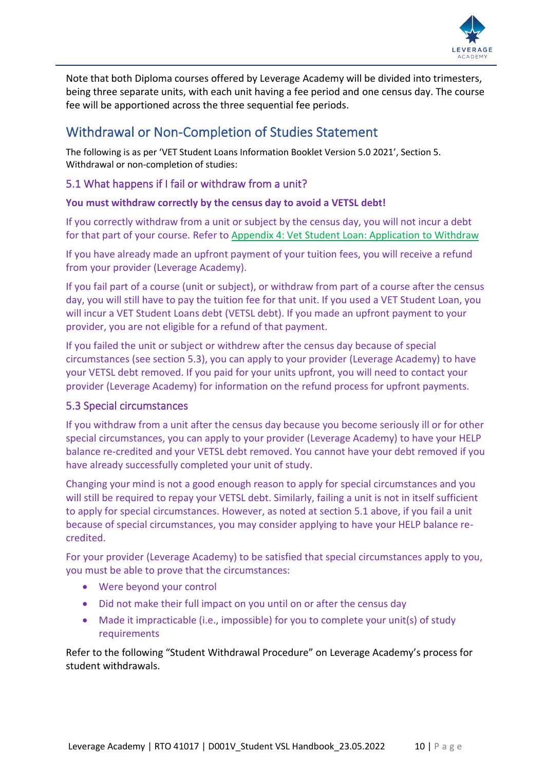Note that both Diploma courses offered by Leverage Academy will be divided into trimesters, being three separate units, with each unit having a fee period and one census day. The course fee will be apportioned across the three sequential fee periods.

## Withdrawal or Non-Completion of Studies Statement

The following is as per 'VET Student Loans Information Booklet Version 5.0 2021', Section 5. Withdrawal or non-completion of studies:

### 5.1 What happens if I fail or withdraw from a unit?

**You must withdraw correctly by the census day to avoid a VETSL debt!**

If you correctly withdraw from a unit or subject by the census day, you will not incur a debt for that part of your course. Refer to Appendix 4: Vet Student Loan: Application to Withdraw

If you have already made an upfront payment of your tuition fees, you will receive a refund from your provider (Leverage Academy).

If you fail part of a course (unit or subject), or withdraw from part of a course after the census day, you will still have to pay the tuition fee for that unit. If you used a VET Student Loan, you will incur a VET Student Loans debt (VETSL debt). If you made an upfront payment to your provider, you are not eligible for a refund of that payment.

If you failed the unit or subject or withdrew after the census day because of special circumstances (see section 5.3), you can apply to your provider (Leverage Academy) to have your VETSL debt removed. If you paid for your units upfront, you will need to contact your provider (Leverage Academy) for information on the refund process for upfront payments.

### 5.3 Special circumstances

If you withdraw from a unit after the census day because you become seriously ill or for other special circumstances, you can apply to your provider (Leverage Academy) to have your HELP balance re-credited and your VETSL debt removed. You cannot have your debt removed if you have already successfully completed your unit of study.

Changing your mind is not a good enough reason to apply for special circumstances and you will still be required to repay your VETSL debt. Similarly, failing a unit is not in itself sufficient to apply for special circumstances. However, as noted at section 5.1 above, if you fail a unit because of special circumstances, you may consider applying to have your HELP balance re-credited.

For your provider (Leverage Academy) to be satisfied that special circumstances apply to you, you must be able to prove that the circumstances:

- Were beyond your control
- Did not make their full impact on you until on or after the census day
- Made it impracticable (i.e., impossible) for you to complete your unit(s) of study requirements

Refer to the following "Student Withdrawal Procedure" on Leverage Academy's process for student withdrawals.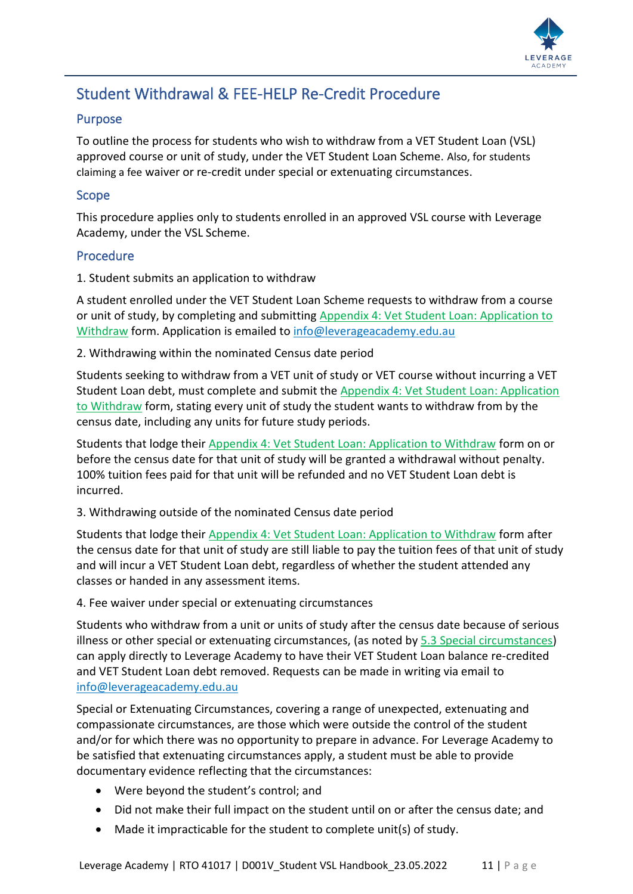## Student Withdrawal & FEE-HELP Re-Credit Procedure

### Purpose

To outline the process for students who wish to withdraw from a VET Student Loan (VSL) approved course or unit of study, under the VET Student Loan Scheme. Also, for students claiming a fee waiver or re-credit under special or extenuating circumstances.

### Scope

This procedure applies only to students enrolled in an approved VSL course with Leverage Academy, under the VSL Scheme.

### Procedure

1. Student submits an application to withdraw

A student enrolled under the VET Student Loan Scheme requests to withdraw from a course or unit of study, by completing and submitting Appendix 4: Vet Student Loan: Application to Withdraw form. Application is emailed to info@leverageacademy.edu.au

2. Withdrawing within the nominated Census date period

Students seeking to withdraw from a VET unit of study or VET course without incurring a VET Student Loan debt, must complete and submit the Appendix 4: Vet Student Loan: Application to Withdraw form, stating every unit of study the student wants to withdraw from by the census date, including any units for future study periods.

Students that lodge their Appendix 4: Vet Student Loan: Application to Withdraw form on or before the census date for that unit of study will be granted a withdrawal without penalty. 100% tuition fees paid for that unit will be refunded and no VET Student Loan debt is incurred.

3. Withdrawing outside of the nominated Census date period

Students that lodge their Appendix 4: Vet Student Loan: Application to Withdraw form after the census date for that unit of study are still liable to pay the tuition fees of that unit of study and will incur a VET Student Loan debt, regardless of whether the student attended any classes or handed in any assessment items.

4. Fee waiver under special or extenuating circumstances

Students who withdraw from a unit or units of study after the census date because of serious illness or other special or extenuating circumstances, (as noted by 5.3 Special circumstances) can apply directly to Leverage Academy to have their VET Student Loan balance re-credited and VET Student Loan debt removed. Requests can be made in writing via email to info@leverageacademy.edu.au

Special or Extenuating Circumstances, covering a range of unexpected, extenuating and compassionate circumstances, are those which were outside the control of the student and/or for which there was no opportunity to prepare in advance. For Leverage Academy to be satisfied that extenuating circumstances apply, a student must be able to provide documentary evidence reflecting that the circumstances:

- Were beyond the student's control; and
- Did not make their full impact on the student until on or after the census date; and
- Made it impracticable for the student to complete unit(s) of study.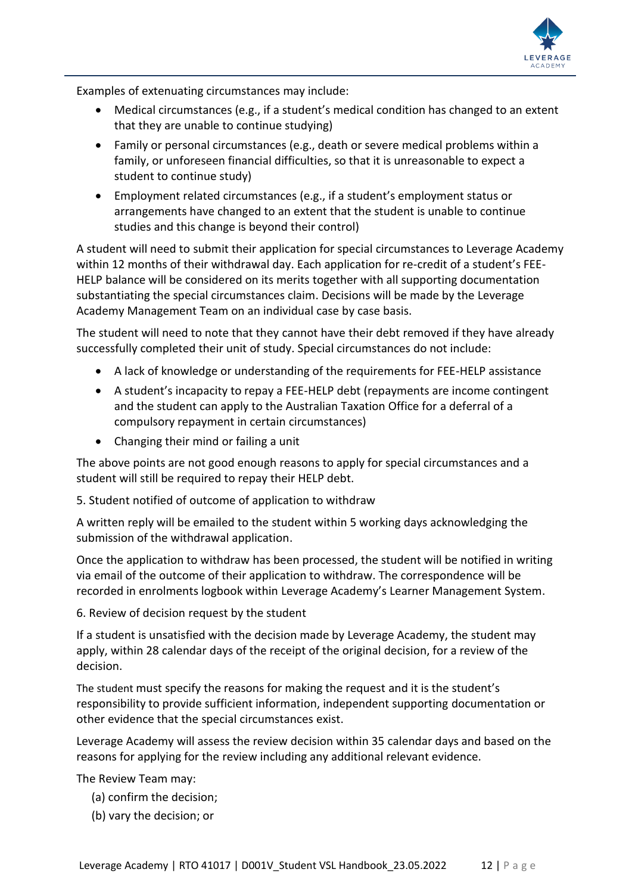Examples of extenuating circumstances may include:

- Medical circumstances (e.g., if a student's medical condition has changed to an extent that they are unable to continue studying)
- Family or personal circumstances (e.g., death or severe medical problems within a family, or unforeseen financial difficulties, so that it is unreasonable to expect a student to continue study)
- Employment related circumstances (e.g., if a student's employment status or arrangements have changed to an extent that the student is unable to continue studies and this change is beyond their control)

A student will need to submit their application for special circumstances to Leverage Academy within 12 months of their withdrawal day. Each application for re-credit of a student's FEE-HELP balance will be considered on its merits together with all supporting documentation substantiating the special circumstances claim. Decisions will be made by the Leverage Academy Management Team on an individual case by case basis.

The student will need to note that they cannot have their debt removed if they have already successfully completed their unit of study. Special circumstances do not include:

- A lack of knowledge or understanding of the requirements for FEE-HELP assistance
- A student's incapacity to repay a FEE-HELP debt (repayments are income contingent and the student can apply to the Australian Taxation Office for a deferral of a compulsory repayment in certain circumstances)
- Changing their mind or failing a unit

The above points are not good enough reasons to apply for special circumstances and a student will still be required to repay their HELP debt.

5. Student notified of outcome of application to withdraw

A written reply will be emailed to the student within 5 working days acknowledging the submission of the withdrawal application.

Once the application to withdraw has been processed, the student will be notified in writing via email of the outcome of their application to withdraw. The correspondence will be recorded in enrolments logbook within Leverage Academy's Learner Management System.

6. Review of decision request by the student

If a student is unsatisfied with the decision made by Leverage Academy, the student may apply, within 28 calendar days of the receipt of the original decision, for a review of the decision.

The student must specify the reasons for making the request and it is the student's responsibility to provide sufficient information, independent supporting documentation or other evidence that the special circumstances exist.

Leverage Academy will assess the review decision within 35 calendar days and based on the reasons for applying for the review including any additional relevant evidence.

The Review Team may:

(a) confirm the decision;
(b) vary the decision; or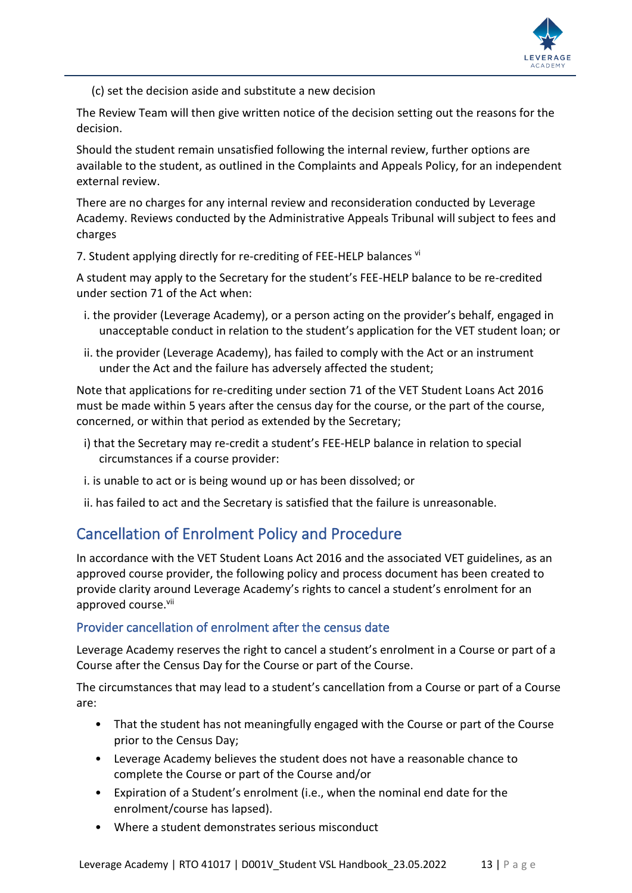(c) set the decision aside and substitute a new decision

The Review Team will then give written notice of the decision setting out the reasons for the decision.

Should the student remain unsatisfied following the internal review, further options are available to the student, as outlined in the Complaints and Appeals Policy, for an independent external review.

There are no charges for any internal review and reconsideration conducted by Leverage Academy. Reviews conducted by the Administrative Appeals Tribunal will subject to fees and charges

7. Student applying directly for re-crediting of FEE-HELP balances [vi]

A student may apply to the Secretary for the student's FEE-HELP balance to be re-credited under section 71 of the Act when:

i. the provider (Leverage Academy), or a person acting on the provider's behalf, engaged in unacceptable conduct in relation to the student's application for the VET student loan; or

ii. the provider (Leverage Academy), has failed to comply with the Act or an instrument under the Act and the failure has adversely affected the student;

Note that applications for re-crediting under section 71 of the VET Student Loans Act 2016 must be made within 5 years after the census day for the course, or the part of the course, concerned, or within that period as extended by the Secretary;

i) that the Secretary may re-credit a student's FEE-HELP balance in relation to special circumstances if a course provider:

i. is unable to act or is being wound up or has been dissolved; or

ii. has failed to act and the Secretary is satisfied that the failure is unreasonable.

## Cancellation of Enrolment Policy and Procedure

In accordance with the VET Student Loans Act 2016 and the associated VET guidelines, as an approved course provider, the following policy and process document has been created to provide clarity around Leverage Academy's rights to cancel a student's enrolment for an approved course.[vii]

### Provider cancellation of enrolment after the census date

Leverage Academy reserves the right to cancel a student's enrolment in a Course or part of a Course after the Census Day for the Course or part of the Course.

The circumstances that may lead to a student's cancellation from a Course or part of a Course are:

- That the student has not meaningfully engaged with the Course or part of the Course prior to the Census Day;
- Leverage Academy believes the student does not have a reasonable chance to complete the Course or part of the Course and/or
- Expiration of a Student's enrolment (i.e., when the nominal end date for the enrolment/course has lapsed).
- Where a student demonstrates serious misconduct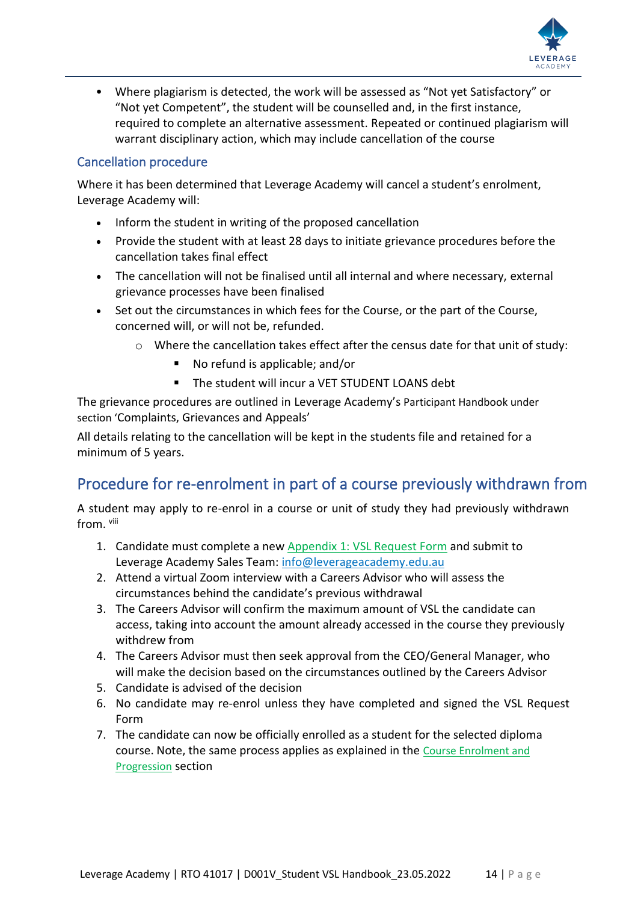- Where plagiarism is detected, the work will be assessed as “Not yet Satisfactory” or “Not yet Competent”, the student will be counselled and, in the first instance, required to complete an alternative assessment. Repeated or continued plagiarism will warrant disciplinary action, which may include cancellation of the course

### Cancellation procedure

Where it has been determined that Leverage Academy will cancel a student’s enrolment, Leverage Academy will:

- Inform the student in writing of the proposed cancellation
- Provide the student with at least 28 days to initiate grievance procedures before the cancellation takes final effect
- The cancellation will not be finalised until all internal and where necessary, external grievance processes have been finalised
- Set out the circumstances in which fees for the Course, or the part of the Course, concerned will, or will not be, refunded.
    - Where the cancellation takes effect after the census date for that unit of study:
        - No refund is applicable; and/or
        - The student will incur a VET STUDENT LOANS debt

The grievance procedures are outlined in Leverage Academy’s Participant Handbook under section ‘Complaints, Grievances and Appeals’

All details relating to the cancellation will be kept in the students file and retained for a minimum of 5 years.

## Procedure for re-enrolment in part of a course previously withdrawn from

A student may apply to re-enrol in a course or unit of study they had previously withdrawn from. [viii]

1. Candidate must complete a new Appendix 1: VSL Request Form and submit to Leverage Academy Sales Team: info@leverageacademy.edu.au
2. Attend a virtual Zoom interview with a Careers Advisor who will assess the circumstances behind the candidate’s previous withdrawal
3. The Careers Advisor will confirm the maximum amount of VSL the candidate can access, taking into account the amount already accessed in the course they previously withdrew from
4. The Careers Advisor must then seek approval from the CEO/General Manager, who will make the decision based on the circumstances outlined by the Careers Advisor
5. Candidate is advised of the decision
6. No candidate may re-enrol unless they have completed and signed the VSL Request Form
7. The candidate can now be officially enrolled as a student for the selected diploma course. Note, the same process applies as explained in the Course Enrolment and Progression section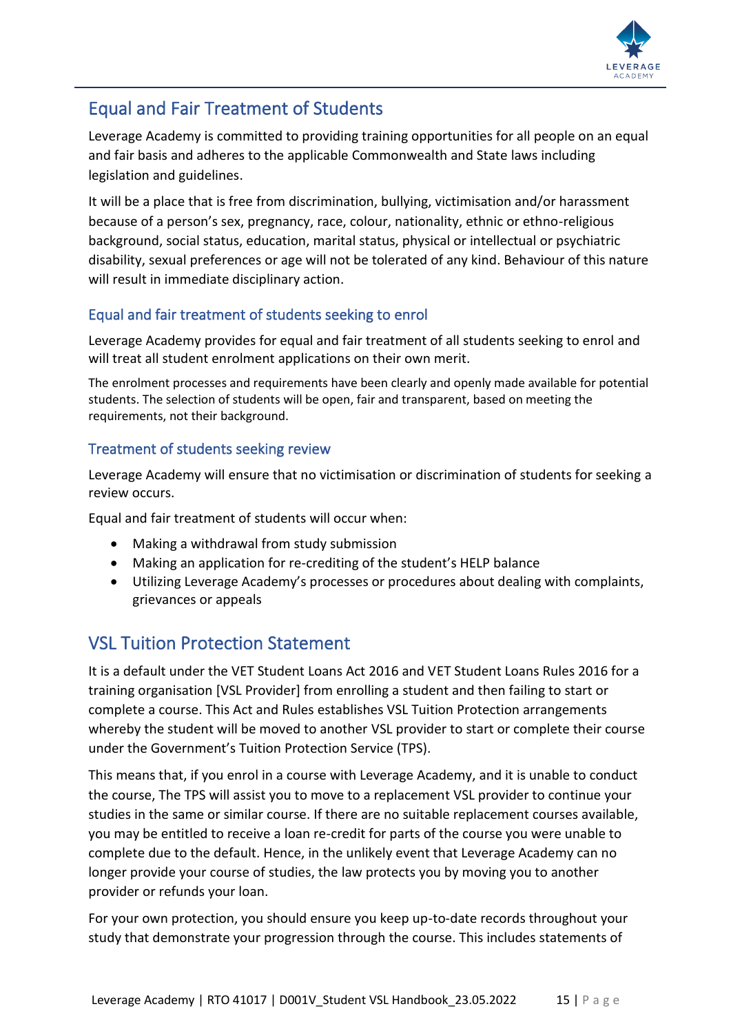## Equal and Fair Treatment of Students

Leverage Academy is committed to providing training opportunities for all people on an equal and fair basis and adheres to the applicable Commonwealth and State laws including legislation and guidelines.

It will be a place that is free from discrimination, bullying, victimisation and/or harassment because of a person's sex, pregnancy, race, colour, nationality, ethnic or ethno-religious background, social status, education, marital status, physical or intellectual or psychiatric disability, sexual preferences or age will not be tolerated of any kind. Behaviour of this nature will result in immediate disciplinary action.

### Equal and fair treatment of students seeking to enrol

Leverage Academy provides for equal and fair treatment of all students seeking to enrol and will treat all student enrolment applications on their own merit.

The enrolment processes and requirements have been clearly and openly made available for potential students. The selection of students will be open, fair and transparent, based on meeting the requirements, not their background.

### Treatment of students seeking review

Leverage Academy will ensure that no victimisation or discrimination of students for seeking a review occurs.

Equal and fair treatment of students will occur when:

- Making a withdrawal from study submission
- Making an application for re-crediting of the student's HELP balance
- Utilizing Leverage Academy's processes or procedures about dealing with complaints, grievances or appeals

## VSL Tuition Protection Statement

It is a default under the VET Student Loans Act 2016 and VET Student Loans Rules 2016 for a training organisation [VSL Provider] from enrolling a student and then failing to start or complete a course. This Act and Rules establishes VSL Tuition Protection arrangements whereby the student will be moved to another VSL provider to start or complete their course under the Government's Tuition Protection Service (TPS).

This means that, if you enrol in a course with Leverage Academy, and it is unable to conduct the course, The TPS will assist you to move to a replacement VSL provider to continue your studies in the same or similar course. If there are no suitable replacement courses available, you may be entitled to receive a loan re-credit for parts of the course you were unable to complete due to the default. Hence, in the unlikely event that Leverage Academy can no longer provide your course of studies, the law protects you by moving you to another provider or refunds your loan.

For your own protection, you should ensure you keep up-to-date records throughout your study that demonstrate your progression through the course. This includes statements of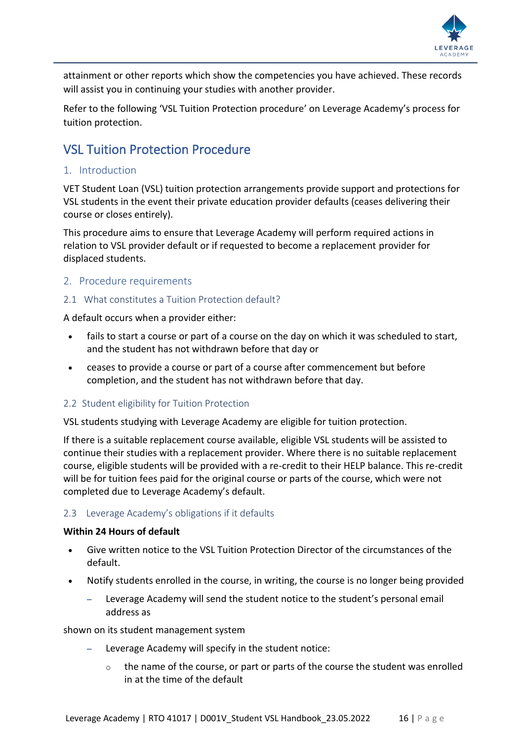attainment or other reports which show the competencies you have achieved. These records will assist you in continuing your studies with another provider.

Refer to the following 'VSL Tuition Protection procedure' on Leverage Academy's process for tuition protection.

# VSL Tuition Protection Procedure

## 1. Introduction

VET Student Loan (VSL) tuition protection arrangements provide support and protections for VSL students in the event their private education provider defaults (ceases delivering their course or closes entirely).

This procedure aims to ensure that Leverage Academy will perform required actions in relation to VSL provider default or if requested to become a replacement provider for displaced students.

## 2. Procedure requirements

### 2.1 What constitutes a Tuition Protection default?

A default occurs when a provider either:

- fails to start a course or part of a course on the day on which it was scheduled to start, and the student has not withdrawn before that day or
- ceases to provide a course or part of a course after commencement but before completion, and the student has not withdrawn before that day.

### 2.2 Student eligibility for Tuition Protection

VSL students studying with Leverage Academy are eligible for tuition protection.

If there is a suitable replacement course available, eligible VSL students will be assisted to continue their studies with a replacement provider. Where there is no suitable replacement course, eligible students will be provided with a re-credit to their HELP balance. This re-credit will be for tuition fees paid for the original course or parts of the course, which were not completed due to Leverage Academy's default.

### 2.3 Leverage Academy's obligations if it defaults

**Within 24 Hours of default**

- Give written notice to the VSL Tuition Protection Director of the circumstances of the default.
- Notify students enrolled in the course, in writing, the course is no longer being provided
  - Leverage Academy will send the student notice to the student's personal email address as

shown on its student management system

  - Leverage Academy will specify in the student notice:
    - the name of the course, or part or parts of the course the student was enrolled in at the time of the default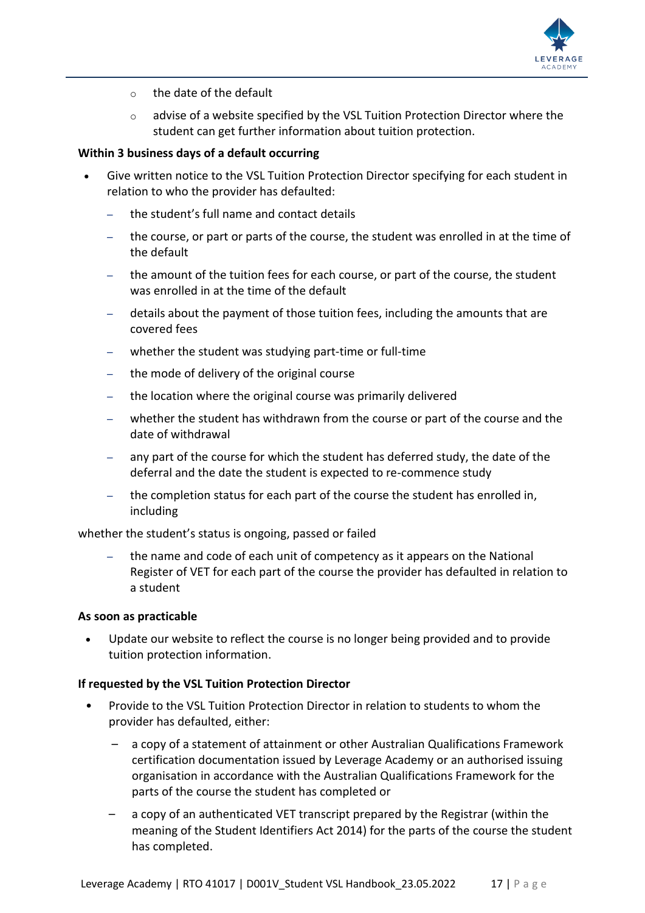- the date of the default
  - advise of a website specified by the VSL Tuition Protection Director where the student can get further information about tuition protection.

**Within 3 business days of a default occurring**

- Give written notice to the VSL Tuition Protection Director specifying for each student in relation to who the provider has defaulted:
  - the student's full name and contact details
  - the course, or part or parts of the course, the student was enrolled in at the time of the default
  - the amount of the tuition fees for each course, or part of the course, the student was enrolled in at the time of the default
  - details about the payment of those tuition fees, including the amounts that are covered fees
  - whether the student was studying part-time or full-time
  - the mode of delivery of the original course
  - the location where the original course was primarily delivered
  - whether the student has withdrawn from the course or part of the course and the date of withdrawal
  - any part of the course for which the student has deferred study, the date of the deferral and the date the student is expected to re-commence study
  - the completion status for each part of the course the student has enrolled in, including

whether the student's status is ongoing, passed or failed

  - the name and code of each unit of competency as it appears on the National Register of VET for each part of the course the provider has defaulted in relation to a student

**As soon as practicable**

- Update our website to reflect the course is no longer being provided and to provide tuition protection information.

**If requested by the VSL Tuition Protection Director**

- Provide to the VSL Tuition Protection Director in relation to students to whom the provider has defaulted, either:
  - a copy of a statement of attainment or other Australian Qualifications Framework certification documentation issued by Leverage Academy or an authorised issuing organisation in accordance with the Australian Qualifications Framework for the parts of the course the student has completed or
  - a copy of an authenticated VET transcript prepared by the Registrar (within the meaning of the Student Identifiers Act 2014) for the parts of the course the student has completed.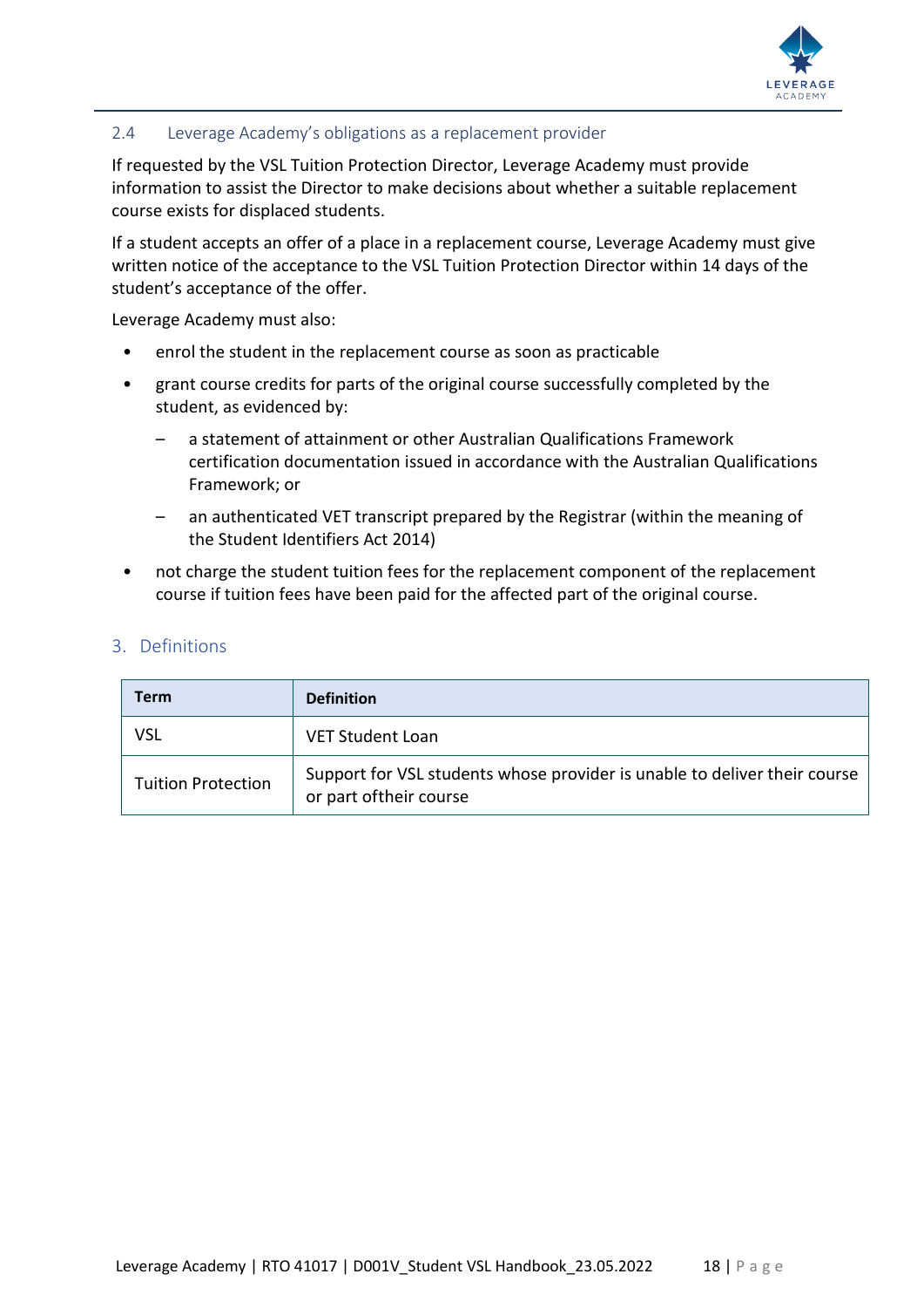### 2.4 Leverage Academy's obligations as a replacement provider

If requested by the VSL Tuition Protection Director, Leverage Academy must provide information to assist the Director to make decisions about whether a suitable replacement course exists for displaced students.

If a student accepts an offer of a place in a replacement course, Leverage Academy must give written notice of the acceptance to the VSL Tuition Protection Director within 14 days of the student's acceptance of the offer.

Leverage Academy must also:

- enrol the student in the replacement course as soon as practicable
- grant course credits for parts of the original course successfully completed by the student, as evidenced by:
  - a statement of attainment or other Australian Qualifications Framework certification documentation issued in accordance with the Australian Qualifications Framework; or
  - an authenticated VET transcript prepared by the Registrar (within the meaning of the Student Identifiers Act 2014)
- not charge the student tuition fees for the replacement component of the replacement course if tuition fees have been paid for the affected part of the original course.

## 3. Definitions

| Term | Definition |
|---|---|
| VSL | VET Student Loan |
| Tuition Protection | Support for VSL students whose provider is unable to deliver their course or part oftheir course |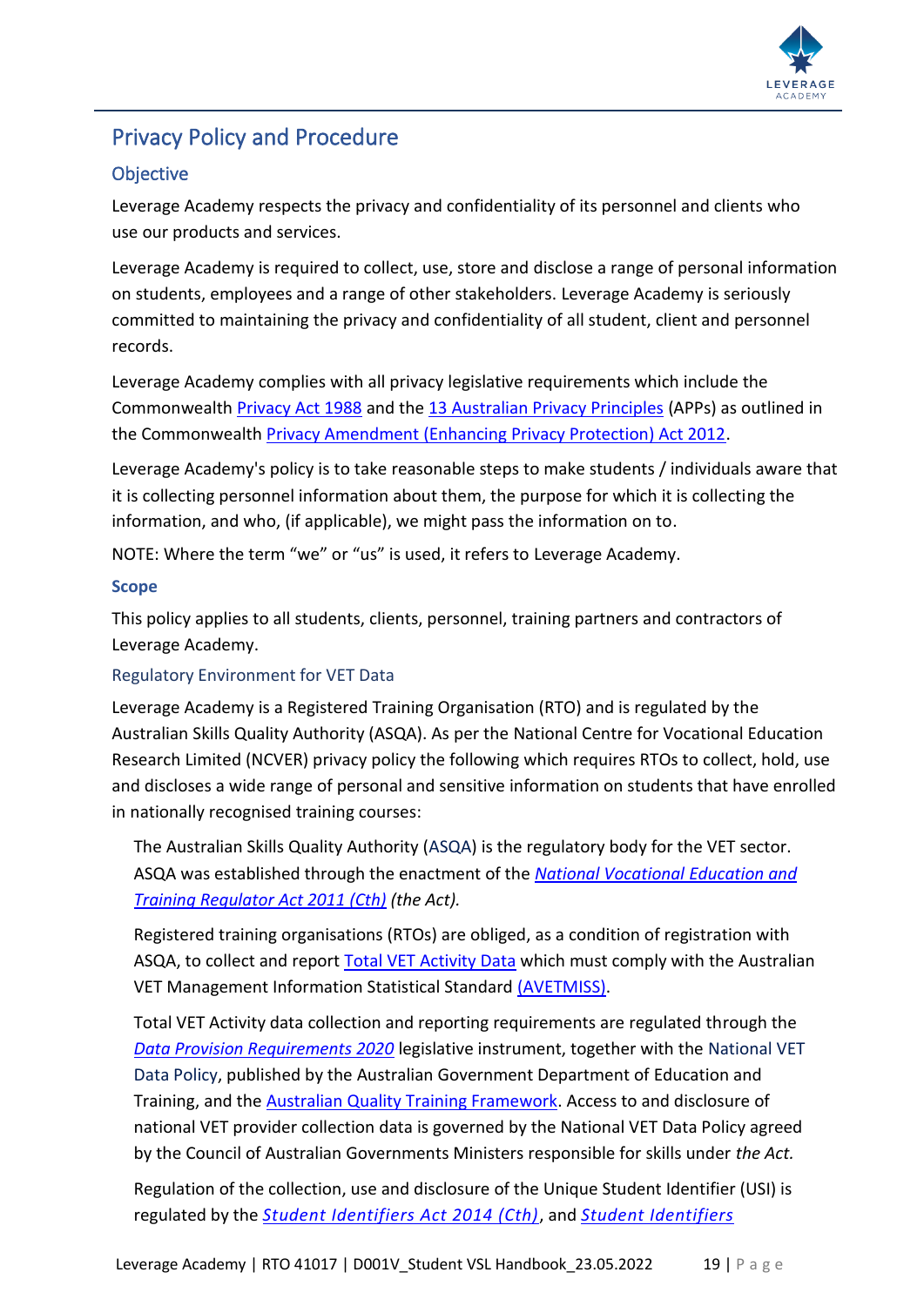# Privacy Policy and Procedure

## Objective

Leverage Academy respects the privacy and confidentiality of its personnel and clients who use our products and services.

Leverage Academy is required to collect, use, store and disclose a range of personal information on students, employees and a range of other stakeholders. Leverage Academy is seriously committed to maintaining the privacy and confidentiality of all student, client and personnel records.

Leverage Academy complies with all privacy legislative requirements which include the Commonwealth Privacy Act 1988 and the 13 Australian Privacy Principles (APPs) as outlined in the Commonwealth Privacy Amendment (Enhancing Privacy Protection) Act 2012.

Leverage Academy's policy is to take reasonable steps to make students / individuals aware that it is collecting personnel information about them, the purpose for which it is collecting the information, and who, (if applicable), we might pass the information on to.

NOTE: Where the term "we" or "us" is used, it refers to Leverage Academy.

### Scope

This policy applies to all students, clients, personnel, training partners and contractors of Leverage Academy.

### Regulatory Environment for VET Data

Leverage Academy is a Registered Training Organisation (RTO) and is regulated by the Australian Skills Quality Authority (ASQA). As per the National Centre for Vocational Education Research Limited (NCVER) privacy policy the following which requires RTOs to collect, hold, use and discloses a wide range of personal and sensitive information on students that have enrolled in nationally recognised training courses:

> The Australian Skills Quality Authority (ASQA) is the regulatory body for the VET sector. ASQA was established through the enactment of the *National Vocational Education and Training Regulator Act 2011 (Cth) (the Act).*
>
> Registered training organisations (RTOs) are obliged, as a condition of registration with ASQA, to collect and report Total VET Activity Data which must comply with the Australian VET Management Information Statistical Standard (AVETMISS).
>
> Total VET Activity data collection and reporting requirements are regulated through the *Data Provision Requirements 2020* legislative instrument, together with the National VET Data Policy, published by the Australian Government Department of Education and Training, and the Australian Quality Training Framework. Access to and disclosure of national VET provider collection data is governed by the National VET Data Policy agreed by the Council of Australian Governments Ministers responsible for skills under *the Act.*
>
> Regulation of the collection, use and disclosure of the Unique Student Identifier (USI) is regulated by the *Student Identifiers Act 2014 (Cth)*, and *Student Identifiers*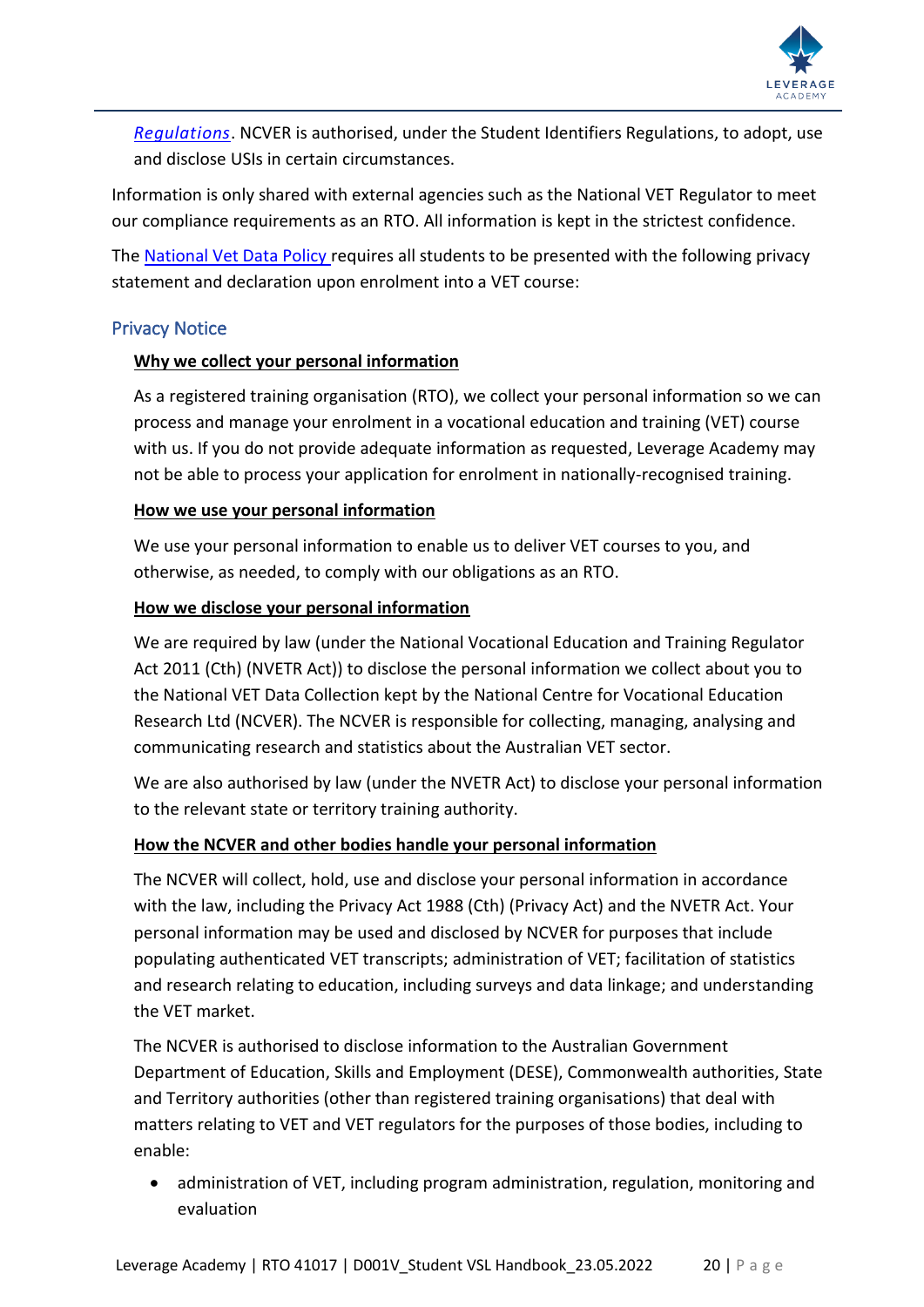*Regulations*. NCVER is authorised, under the Student Identifiers Regulations, to adopt, use and disclose USIs in certain circumstances.

Information is only shared with external agencies such as the National VET Regulator to meet our compliance requirements as an RTO. All information is kept in the strictest confidence.

The National Vet Data Policy requires all students to be presented with the following privacy statement and declaration upon enrolment into a VET course:

## Privacy Notice

**Why we collect your personal information**

As a registered training organisation (RTO), we collect your personal information so we can process and manage your enrolment in a vocational education and training (VET) course with us. If you do not provide adequate information as requested, Leverage Academy may not be able to process your application for enrolment in nationally-recognised training.

**How we use your personal information**

We use your personal information to enable us to deliver VET courses to you, and otherwise, as needed, to comply with our obligations as an RTO.

**How we disclose your personal information**

We are required by law (under the National Vocational Education and Training Regulator Act 2011 (Cth) (NVETR Act)) to disclose the personal information we collect about you to the National VET Data Collection kept by the National Centre for Vocational Education Research Ltd (NCVER). The NCVER is responsible for collecting, managing, analysing and communicating research and statistics about the Australian VET sector.

We are also authorised by law (under the NVETR Act) to disclose your personal information to the relevant state or territory training authority.

**How the NCVER and other bodies handle your personal information**

The NCVER will collect, hold, use and disclose your personal information in accordance with the law, including the Privacy Act 1988 (Cth) (Privacy Act) and the NVETR Act. Your personal information may be used and disclosed by NCVER for purposes that include populating authenticated VET transcripts; administration of VET; facilitation of statistics and research relating to education, including surveys and data linkage; and understanding the VET market.

The NCVER is authorised to disclose information to the Australian Government Department of Education, Skills and Employment (DESE), Commonwealth authorities, State and Territory authorities (other than registered training organisations) that deal with matters relating to VET and VET regulators for the purposes of those bodies, including to enable:

- administration of VET, including program administration, regulation, monitoring and evaluation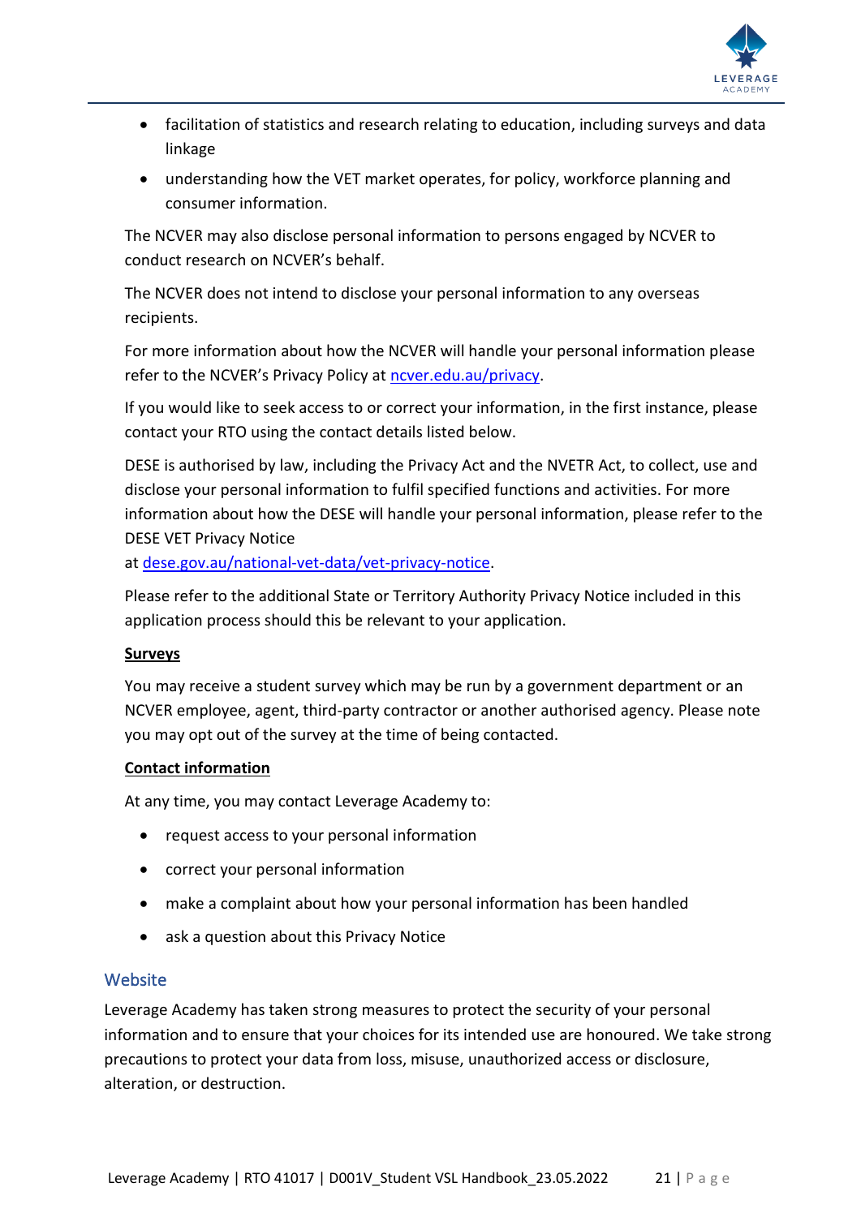- facilitation of statistics and research relating to education, including surveys and data linkage
- understanding how the VET market operates, for policy, workforce planning and consumer information.

The NCVER may also disclose personal information to persons engaged by NCVER to conduct research on NCVER's behalf.

The NCVER does not intend to disclose your personal information to any overseas recipients.

For more information about how the NCVER will handle your personal information please refer to the NCVER's Privacy Policy at [ncver.edu.au/privacy](ncver.edu.au/privacy).

If you would like to seek access to or correct your information, in the first instance, please contact your RTO using the contact details listed below.

DESE is authorised by law, including the Privacy Act and the NVETR Act, to collect, use and disclose your personal information to fulfil specified functions and activities. For more information about how the DESE will handle your personal information, please refer to the DESE VET Privacy Notice at [dese.gov.au/national-vet-data/vet-privacy-notice](dese.gov.au/national-vet-data/vet-privacy-notice).

Please refer to the additional State or Territory Authority Privacy Notice included in this application process should this be relevant to your application.

**Surveys**

You may receive a student survey which may be run by a government department or an NCVER employee, agent, third-party contractor or another authorised agency. Please note you may opt out of the survey at the time of being contacted.

**Contact information**

At any time, you may contact Leverage Academy to:

- request access to your personal information
- correct your personal information
- make a complaint about how your personal information has been handled
- ask a question about this Privacy Notice

## Website

Leverage Academy has taken strong measures to protect the security of your personal information and to ensure that your choices for its intended use are honoured. We take strong precautions to protect your data from loss, misuse, unauthorized access or disclosure, alteration, or destruction.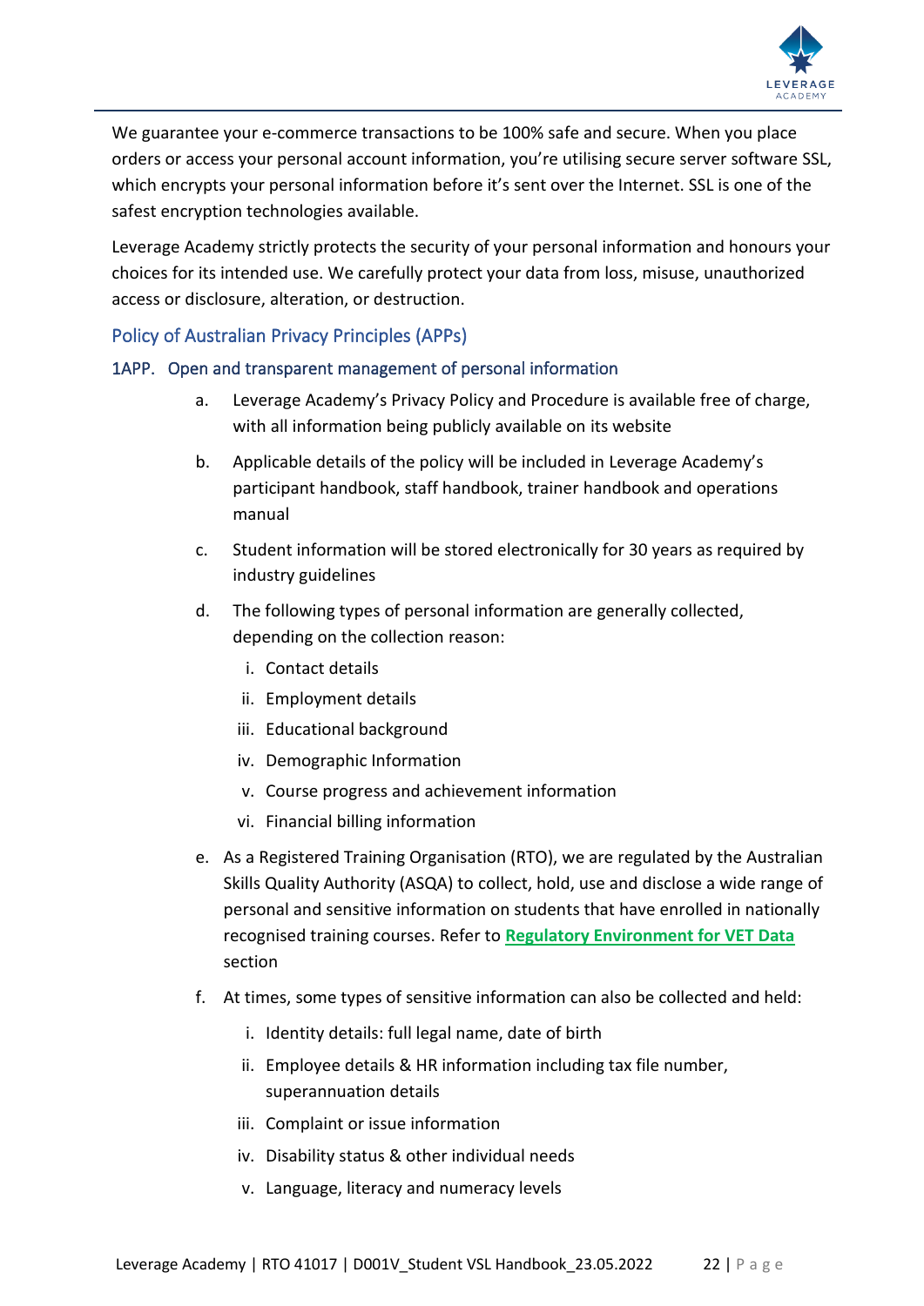We guarantee your e-commerce transactions to be 100% safe and secure. When you place orders or access your personal account information, you're utilising secure server software SSL, which encrypts your personal information before it's sent over the Internet. SSL is one of the safest encryption technologies available.

Leverage Academy strictly protects the security of your personal information and honours your choices for its intended use. We carefully protect your data from loss, misuse, unauthorized access or disclosure, alteration, or destruction.

## Policy of Australian Privacy Principles (APPs)

### 1APP. Open and transparent management of personal information

a. Leverage Academy's Privacy Policy and Procedure is available free of charge, with all information being publicly available on its website

b. Applicable details of the policy will be included in Leverage Academy's participant handbook, staff handbook, trainer handbook and operations manual

c. Student information will be stored electronically for 30 years as required by industry guidelines

d. The following types of personal information are generally collected, depending on the collection reason:

   i. Contact details
   
   ii. Employment details
   
   iii. Educational background
   
   iv. Demographic Information
   
   v. Course progress and achievement information
   
   vi. Financial billing information

e. As a Registered Training Organisation (RTO), we are regulated by the Australian Skills Quality Authority (ASQA) to collect, hold, use and disclose a wide range of personal and sensitive information on students that have enrolled in nationally recognised training courses. Refer to **Regulatory Environment for VET Data** section

f. At times, some types of sensitive information can also be collected and held:

   i. Identity details: full legal name, date of birth
   
   ii. Employee details & HR information including tax file number, superannuation details
   
   iii. Complaint or issue information
   
   iv. Disability status & other individual needs
   
   v. Language, literacy and numeracy levels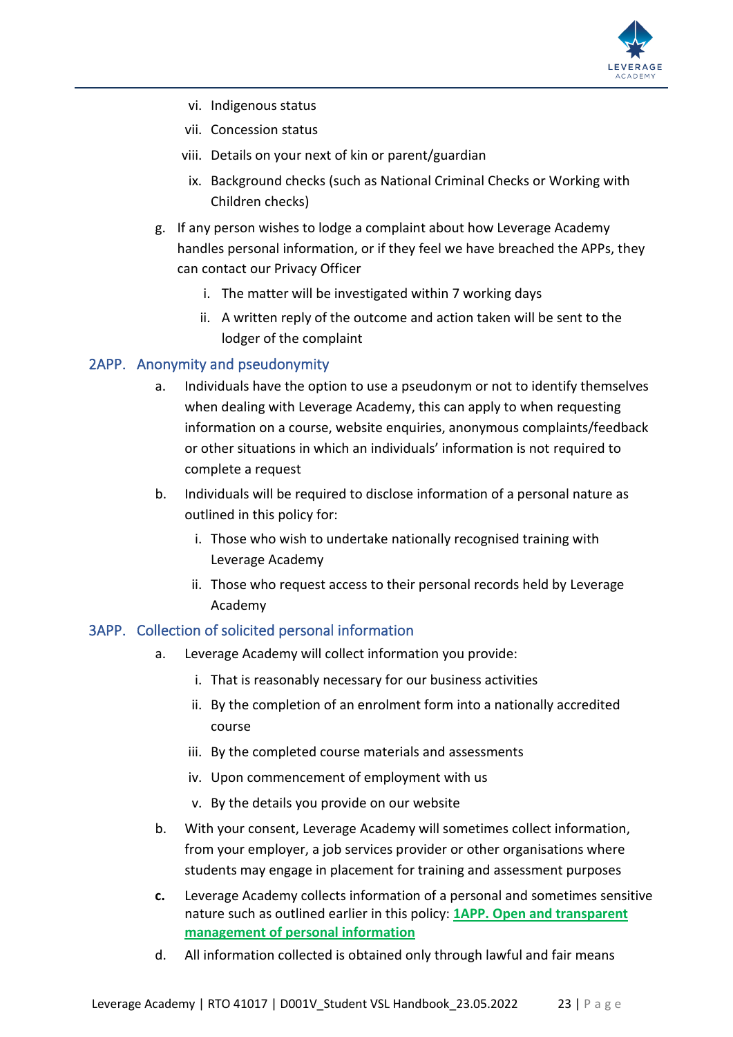vi. Indigenous status
   vii. Concession status
   viii. Details on your next of kin or parent/guardian
   ix. Background checks (such as National Criminal Checks or Working with Children checks)

g. If any person wishes to lodge a complaint about how Leverage Academy handles personal information, or if they feel we have breached the APPs, they can contact our Privacy Officer
   i. The matter will be investigated within 7 working days
   ii. A written reply of the outcome and action taken will be sent to the lodger of the complaint

## 2APP. Anonymity and pseudonymity

a. Individuals have the option to use a pseudonym or not to identify themselves when dealing with Leverage Academy, this can apply to when requesting information on a course, website enquiries, anonymous complaints/feedback or other situations in which an individuals' information is not required to complete a request

b. Individuals will be required to disclose information of a personal nature as outlined in this policy for:
   i. Those who wish to undertake nationally recognised training with Leverage Academy
   ii. Those who request access to their personal records held by Leverage Academy

## 3APP. Collection of solicited personal information

a. Leverage Academy will collect information you provide:
   i. That is reasonably necessary for our business activities
   ii. By the completion of an enrolment form into a nationally accredited course
   iii. By the completed course materials and assessments
   iv. Upon commencement of employment with us
   v. By the details you provide on our website

b. With your consent, Leverage Academy will sometimes collect information, from your employer, a job services provider or other organisations where students may engage in placement for training and assessment purposes

**c.** Leverage Academy collects information of a personal and sometimes sensitive nature such as outlined earlier in this policy: **1APP. Open and transparent management of personal information**

d. All information collected is obtained only through lawful and fair means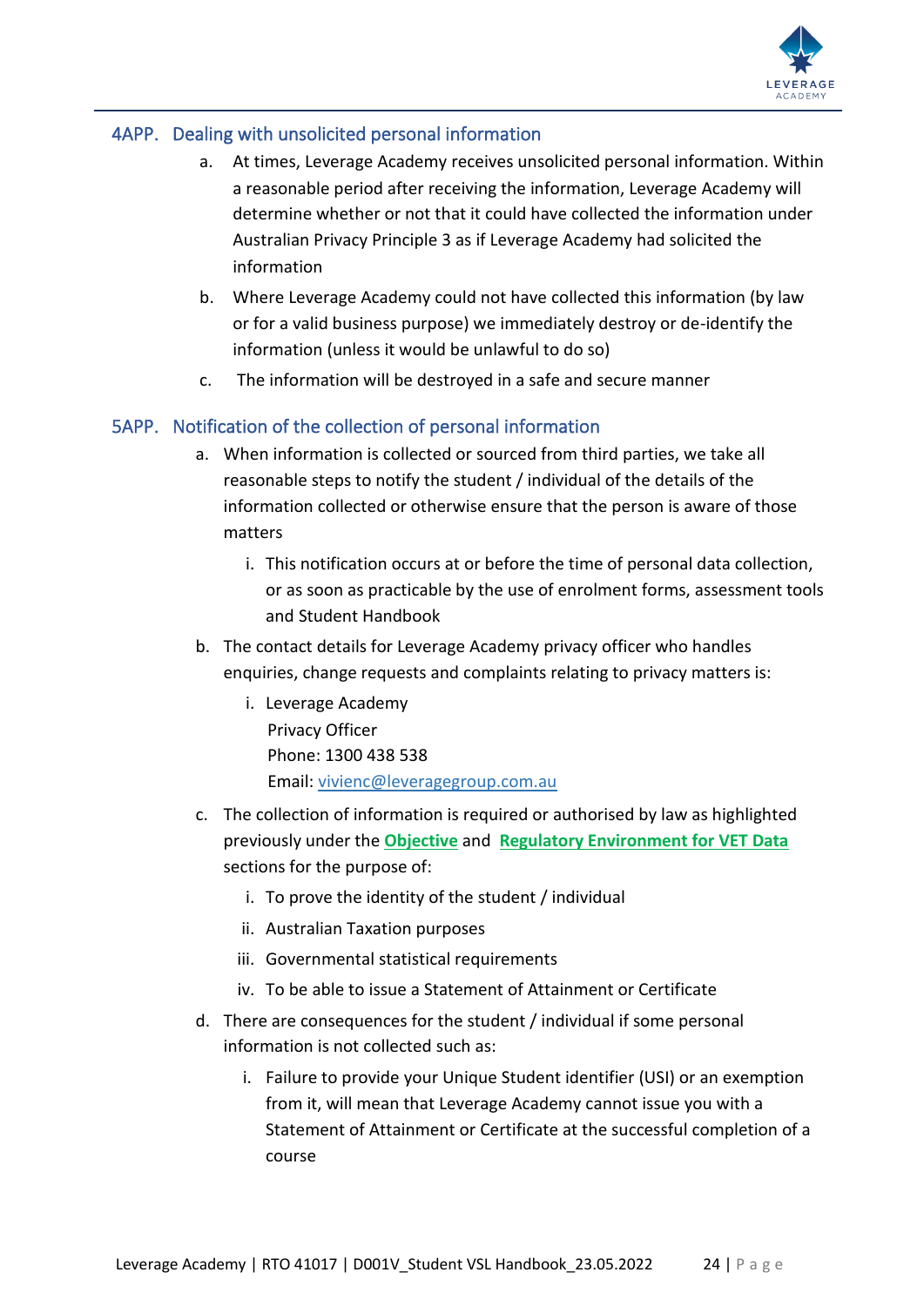## 4APP. Dealing with unsolicited personal information

a. At times, Leverage Academy receives unsolicited personal information. Within a reasonable period after receiving the information, Leverage Academy will determine whether or not that it could have collected the information under Australian Privacy Principle 3 as if Leverage Academy had solicited the information

b. Where Leverage Academy could not have collected this information (by law or for a valid business purpose) we immediately destroy or de-identify the information (unless it would be unlawful to do so)

c. The information will be destroyed in a safe and secure manner

## 5APP. Notification of the collection of personal information

a. When information is collected or sourced from third parties, we take all reasonable steps to notify the student / individual of the details of the information collected or otherwise ensure that the person is aware of those matters

   i. This notification occurs at or before the time of personal data collection, or as soon as practicable by the use of enrolment forms, assessment tools and Student Handbook

b. The contact details for Leverage Academy privacy officer who handles enquiries, change requests and complaints relating to privacy matters is:

   i. Leverage Academy
   Privacy Officer
   Phone: 1300 438 538
   Email: vivienc@leveragegroup.com.au

c. The collection of information is required or authorised by law as highlighted previously under the **Objective** and **Regulatory Environment for VET Data** sections for the purpose of:

   i. To prove the identity of the student / individual
   ii. Australian Taxation purposes
   iii. Governmental statistical requirements
   iv. To be able to issue a Statement of Attainment or Certificate

d. There are consequences for the student / individual if some personal information is not collected such as:

   i. Failure to provide your Unique Student identifier (USI) or an exemption from it, will mean that Leverage Academy cannot issue you with a Statement of Attainment or Certificate at the successful completion of a course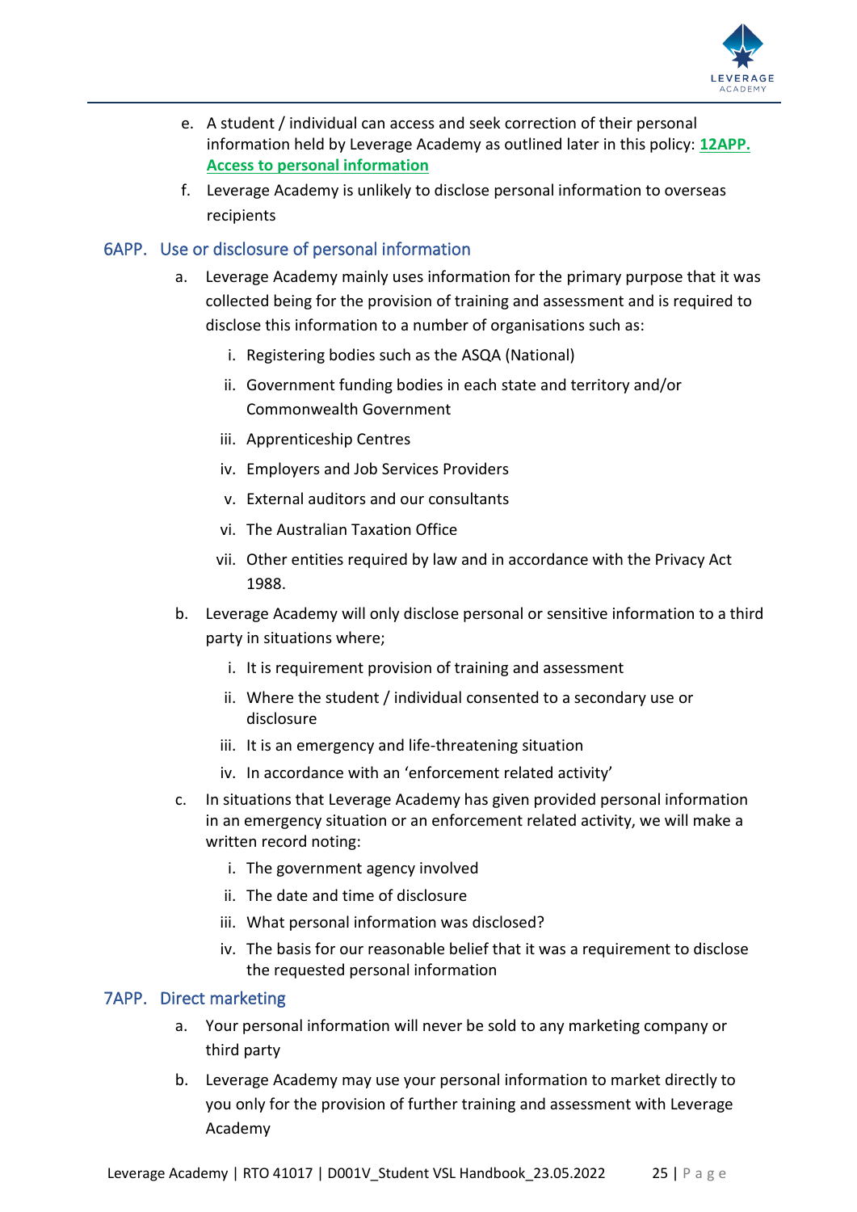e. A student / individual can access and seek correction of their personal information held by Leverage Academy as outlined later in this policy: **12APP. Access to personal information**

f. Leverage Academy is unlikely to disclose personal information to overseas recipients

## 6APP. Use or disclosure of personal information

a. Leverage Academy mainly uses information for the primary purpose that it was collected being for the provision of training and assessment and is required to disclose this information to a number of organisations such as:

   i. Registering bodies such as the ASQA (National)

   ii. Government funding bodies in each state and territory and/or Commonwealth Government

   iii. Apprenticeship Centres

   iv. Employers and Job Services Providers

   v. External auditors and our consultants

   vi. The Australian Taxation Office

   vii. Other entities required by law and in accordance with the Privacy Act 1988.

b. Leverage Academy will only disclose personal or sensitive information to a third party in situations where;

   i. It is requirement provision of training and assessment

   ii. Where the student / individual consented to a secondary use or disclosure

   iii. It is an emergency and life-threatening situation

   iv. In accordance with an 'enforcement related activity'

c. In situations that Leverage Academy has given provided personal information in an emergency situation or an enforcement related activity, we will make a written record noting:

   i. The government agency involved

   ii. The date and time of disclosure

   iii. What personal information was disclosed?

   iv. The basis for our reasonable belief that it was a requirement to disclose the requested personal information

## 7APP. Direct marketing

a. Your personal information will never be sold to any marketing company or third party

b. Leverage Academy may use your personal information to market directly to you only for the provision of further training and assessment with Leverage Academy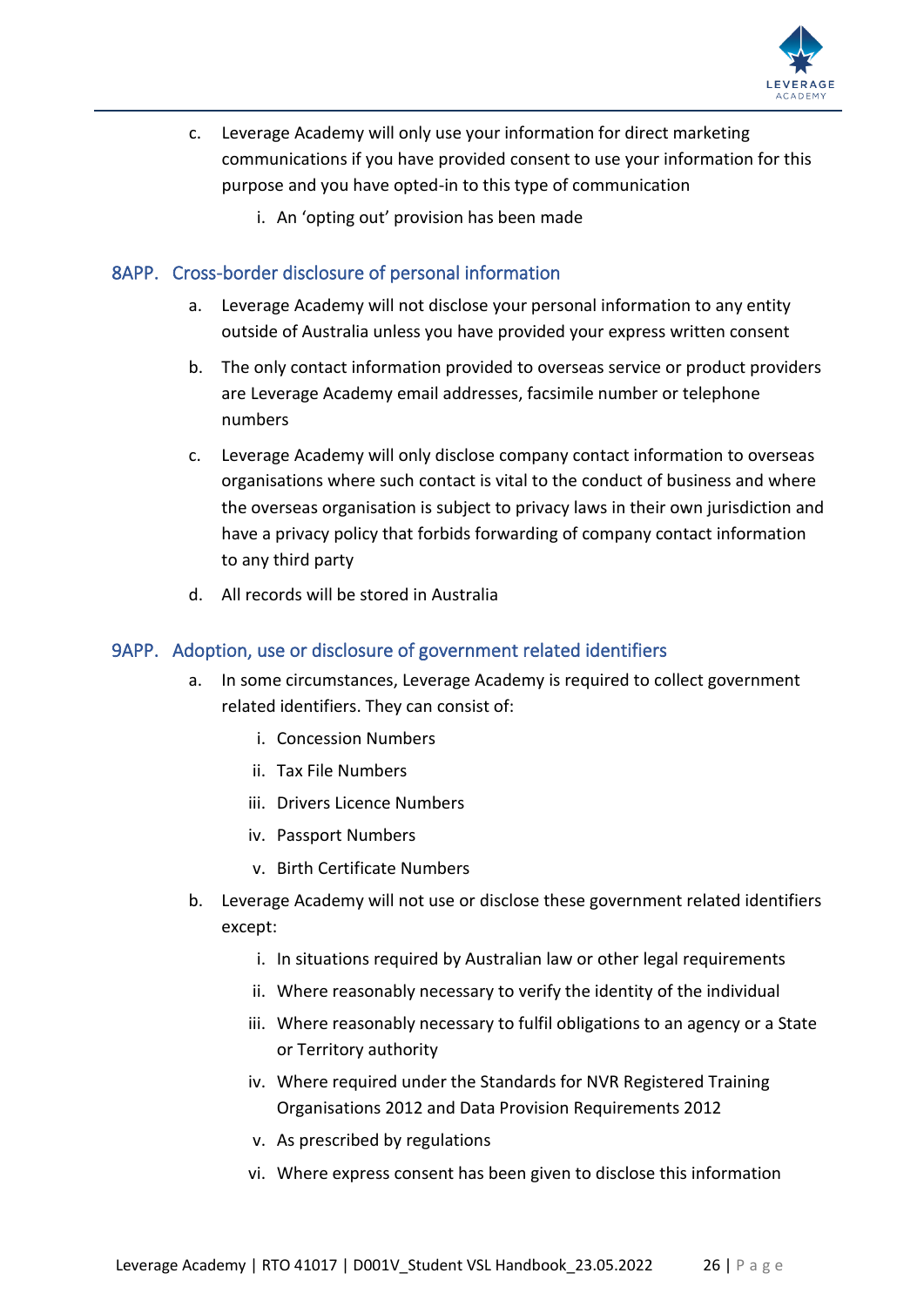c. Leverage Academy will only use your information for direct marketing communications if you have provided consent to use your information for this purpose and you have opted-in to this type of communication

    i. An 'opting out' provision has been made

## 8APP. Cross-border disclosure of personal information

a. Leverage Academy will not disclose your personal information to any entity outside of Australia unless you have provided your express written consent

b. The only contact information provided to overseas service or product providers are Leverage Academy email addresses, facsimile number or telephone numbers

c. Leverage Academy will only disclose company contact information to overseas organisations where such contact is vital to the conduct of business and where the overseas organisation is subject to privacy laws in their own jurisdiction and have a privacy policy that forbids forwarding of company contact information to any third party

d. All records will be stored in Australia

## 9APP. Adoption, use or disclosure of government related identifiers

a. In some circumstances, Leverage Academy is required to collect government related identifiers. They can consist of:

    i. Concession Numbers
    ii. Tax File Numbers
    iii. Drivers Licence Numbers
    iv. Passport Numbers
    v. Birth Certificate Numbers

b. Leverage Academy will not use or disclose these government related identifiers except:

    i. In situations required by Australian law or other legal requirements
    ii. Where reasonably necessary to verify the identity of the individual
    iii. Where reasonably necessary to fulfil obligations to an agency or a State or Territory authority
    iv. Where required under the Standards for NVR Registered Training Organisations 2012 and Data Provision Requirements 2012
    v. As prescribed by regulations
    vi. Where express consent has been given to disclose this information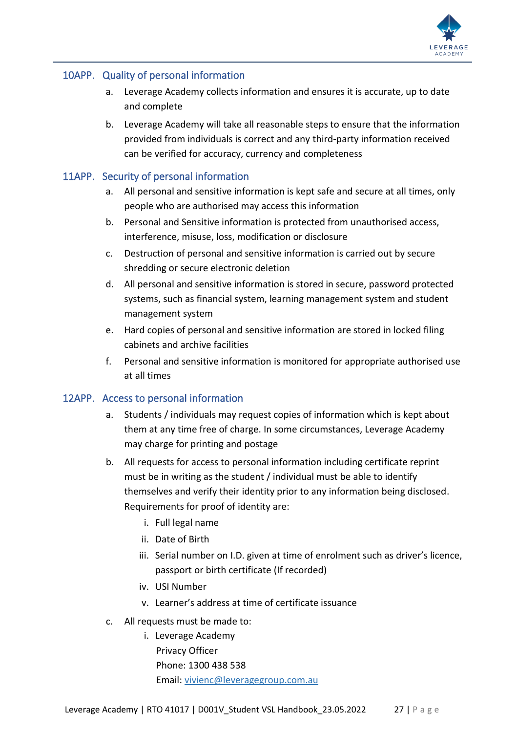## 10APP. Quality of personal information

a. Leverage Academy collects information and ensures it is accurate, up to date and complete

b. Leverage Academy will take all reasonable steps to ensure that the information provided from individuals is correct and any third-party information received can be verified for accuracy, currency and completeness

## 11APP. Security of personal information

a. All personal and sensitive information is kept safe and secure at all times, only people who are authorised may access this information

b. Personal and Sensitive information is protected from unauthorised access, interference, misuse, loss, modification or disclosure

c. Destruction of personal and sensitive information is carried out by secure shredding or secure electronic deletion

d. All personal and sensitive information is stored in secure, password protected systems, such as financial system, learning management system and student management system

e. Hard copies of personal and sensitive information are stored in locked filing cabinets and archive facilities

f. Personal and sensitive information is monitored for appropriate authorised use at all times

## 12APP. Access to personal information

a. Students / individuals may request copies of information which is kept about them at any time free of charge. In some circumstances, Leverage Academy may charge for printing and postage

b. All requests for access to personal information including certificate reprint must be in writing as the student / individual must be able to identify themselves and verify their identity prior to any information being disclosed. Requirements for proof of identity are:

   i. Full legal name

   ii. Date of Birth

   iii. Serial number on I.D. given at time of enrolment such as driver's licence, passport or birth certificate (If recorded)

   iv. USI Number

   v. Learner's address at time of certificate issuance

c. All requests must be made to:

   i. Leverage Academy
      Privacy Officer
      Phone: 1300 438 538
      Email: vivienc@leveragegroup.com.au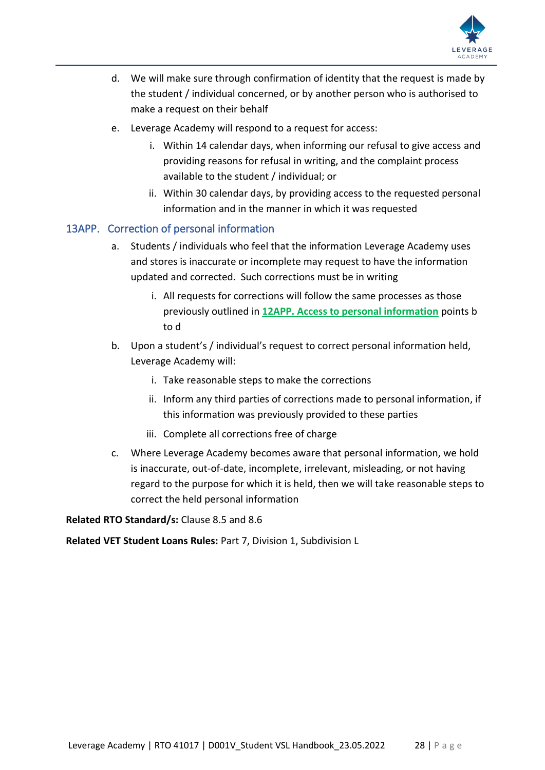d. We will make sure through confirmation of identity that the request is made by the student / individual concerned, or by another person who is authorised to make a request on their behalf

e. Leverage Academy will respond to a request for access:

   i. Within 14 calendar days, when informing our refusal to give access and providing reasons for refusal in writing, and the complaint process available to the student / individual; or

   ii. Within 30 calendar days, by providing access to the requested personal information and in the manner in which it was requested

## 13APP. Correction of personal information

a. Students / individuals who feel that the information Leverage Academy uses and stores is inaccurate or incomplete may request to have the information updated and corrected. Such corrections must be in writing

   i. All requests for corrections will follow the same processes as those previously outlined in **12APP. Access to personal information** points b to d

b. Upon a student's / individual's request to correct personal information held, Leverage Academy will:

   i. Take reasonable steps to make the corrections

   ii. Inform any third parties of corrections made to personal information, if this information was previously provided to these parties

   iii. Complete all corrections free of charge

c. Where Leverage Academy becomes aware that personal information, we hold is inaccurate, out-of-date, incomplete, irrelevant, misleading, or not having regard to the purpose for which it is held, then we will take reasonable steps to correct the held personal information

**Related RTO Standard/s:** Clause 8.5 and 8.6

**Related VET Student Loans Rules:** Part 7, Division 1, Subdivision L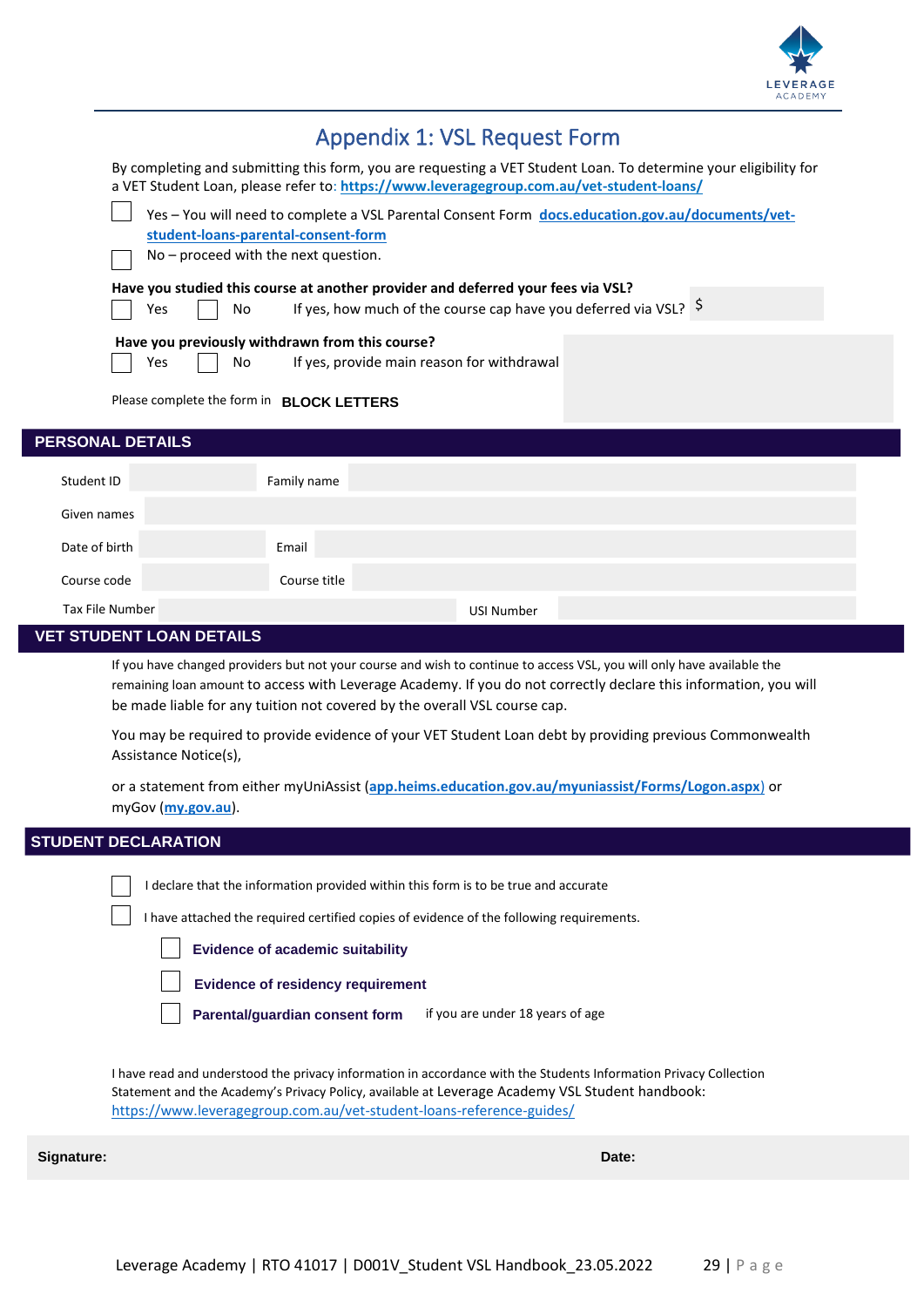# Appendix 1: VSL Request Form

By completing and submitting this form, you are requesting a VET Student Loan. To determine your eligibility for a VET Student Loan, please refer to: **https://www.leveragegroup.com.au/vet-student-loans/**

☐ Yes – You will need to complete a VSL Parental Consent Form **docs.education.gov.au/documents/vet-student-loans-parental-consent-form**

☐ No – proceed with the next question.

**Have you studied this course at another provider and deferred your fees via VSL?**

☐ Yes ☐ No If yes, how much of the course cap have you deferred via VSL? $

**Have you previously withdrawn from this course?**

☐ Yes ☐ No If yes, provide main reason for withdrawal

Please complete the form in **BLOCK LETTERS**

## PERSONAL DETAILS

| | | | |
|---|---|---|---|
| Student ID | | Family name | |
| Given names | | | |
| Date of birth | | Email | |
| Course code | | Course title | |
| Tax File Number | | USI Number | |

## VET STUDENT LOAN DETAILS

If you have changed providers but not your course and wish to continue to access VSL, you will only have available the remaining loan amount to access with Leverage Academy. If you do not correctly declare this information, you will be made liable for any tuition not covered by the overall VSL course cap.

You may be required to provide evidence of your VET Student Loan debt by providing previous Commonwealth Assistance Notice(s),

or a statement from either myUniAssist (**app.heims.education.gov.au/myuniassist/Forms/Logon.aspx**) or myGov (**my.gov.au**).

## STUDENT DECLARATION

☐ I declare that the information provided within this form is to be true and accurate

☐ I have attached the required certified copies of evidence of the following requirements.

- ☐ **Evidence of academic suitability**
- ☐ **Evidence of residency requirement**
- ☐ **Parental/guardian consent form** if you are under 18 years of age

I have read and understood the privacy information in accordance with the Students Information Privacy Collection Statement and the Academy's Privacy Policy, available at Leverage Academy VSL Student handbook: https://www.leveragegroup.com.au/vet-student-loans-reference-guides/

**Signature:** **Date:**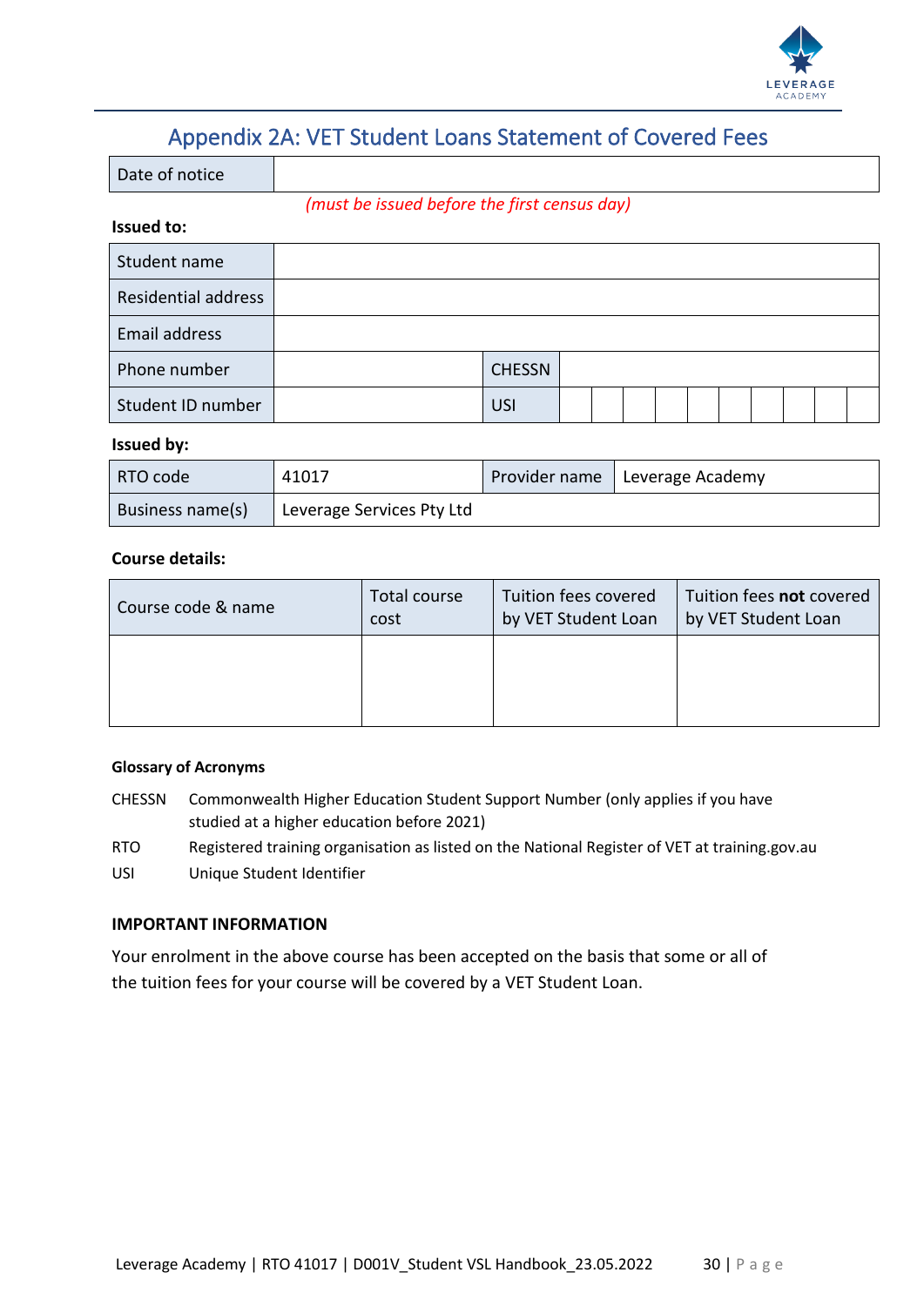# Appendix 2A: VET Student Loans Statement of Covered Fees

| Date of notice | |
|---|---|

*(must be issued before the first census day)*

**Issued to:**

| Student name | | | |
|---|---|---|---|
| Residential address | | | |
| Email address | | | |
| Phone number | | CHESSN | |
| Student ID number | | USI | |

**Issued by:**

| RTO code | 41017 | Provider name | Leverage Academy |
|---|---|---|---|
| Business name(s) | Leverage Services Pty Ltd | | |

**Course details:**

| Course code & name | Total course cost | Tuition fees covered by VET Student Loan | Tuition fees **not** covered by VET Student Loan |
|---|---|---|---|
| | | | |

**Glossary of Acronyms**

CHESSN Commonwealth Higher Education Student Support Number (only applies if you have studied at a higher education before 2021)

RTO Registered training organisation as listed on the National Register of VET at training.gov.au

USI Unique Student Identifier

**IMPORTANT INFORMATION**

Your enrolment in the above course has been accepted on the basis that some or all of the tuition fees for your course will be covered by a VET Student Loan.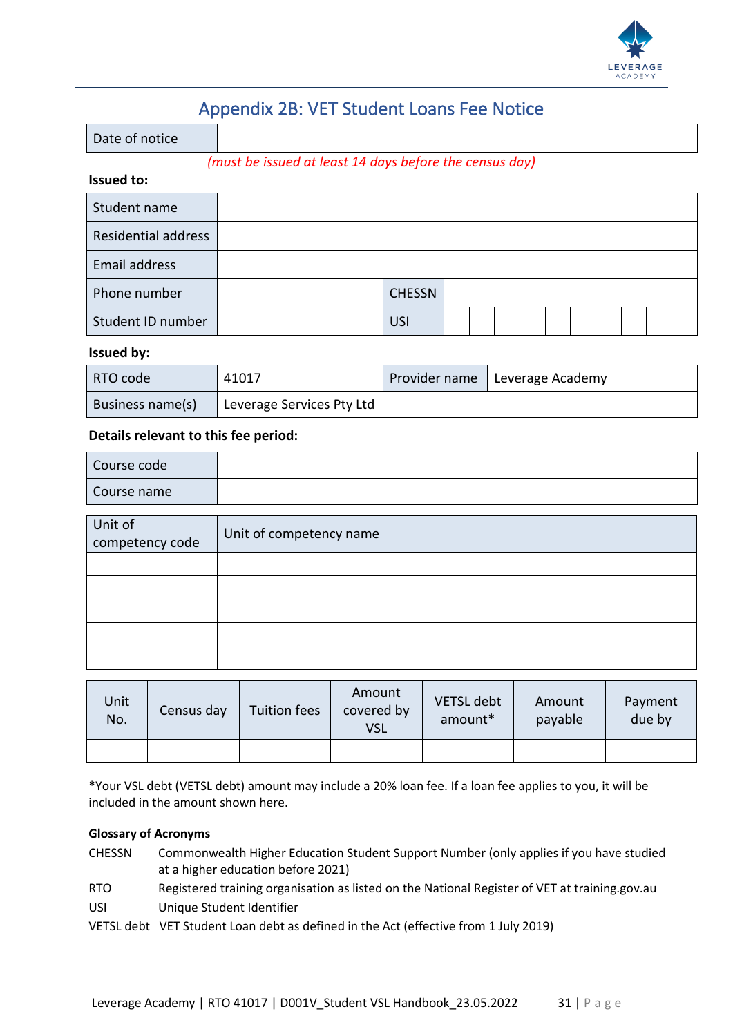## Appendix 2B: VET Student Loans Fee Notice

| Date of notice | |
|---|---|

*(must be issued at least 14 days before the census day)*

**Issued to:**

| Student name | | | |
|---|---|---|---|
| Residential address | | | |
| Email address | | | |
| Phone number | | CHESSN | |
| Student ID number | | USI | |

**Issued by:**

| RTO code | 41017 | Provider name | Leverage Academy |
|---|---|---|---|
| Business name(s) | Leverage Services Pty Ltd | | |

**Details relevant to this fee period:**

| Course code | |
|---|---|
| Course name | |

| Unit of competency code | Unit of competency name |
|---|---|
| | |
| | |
| | |
| | |
| | |

| Unit No. | Census day | Tuition fees | Amount covered by VSL | VETSL debt amount* | Amount payable | Payment due by |
|---|---|---|---|---|---|---|
| | | | | | | |

*Your VSL debt (VETSL debt) amount may include a 20% loan fee. If a loan fee applies to you, it will be included in the amount shown here.

**Glossary of Acronyms**

| | |
|---|---|
| CHESSN | Commonwealth Higher Education Student Support Number (only applies if you have studied at a higher education before 2021) |
| RTO | Registered training organisation as listed on the National Register of VET at training.gov.au |
| USI | Unique Student Identifier |
| VETSL debt | VET Student Loan debt as defined in the Act (effective from 1 July 2019) |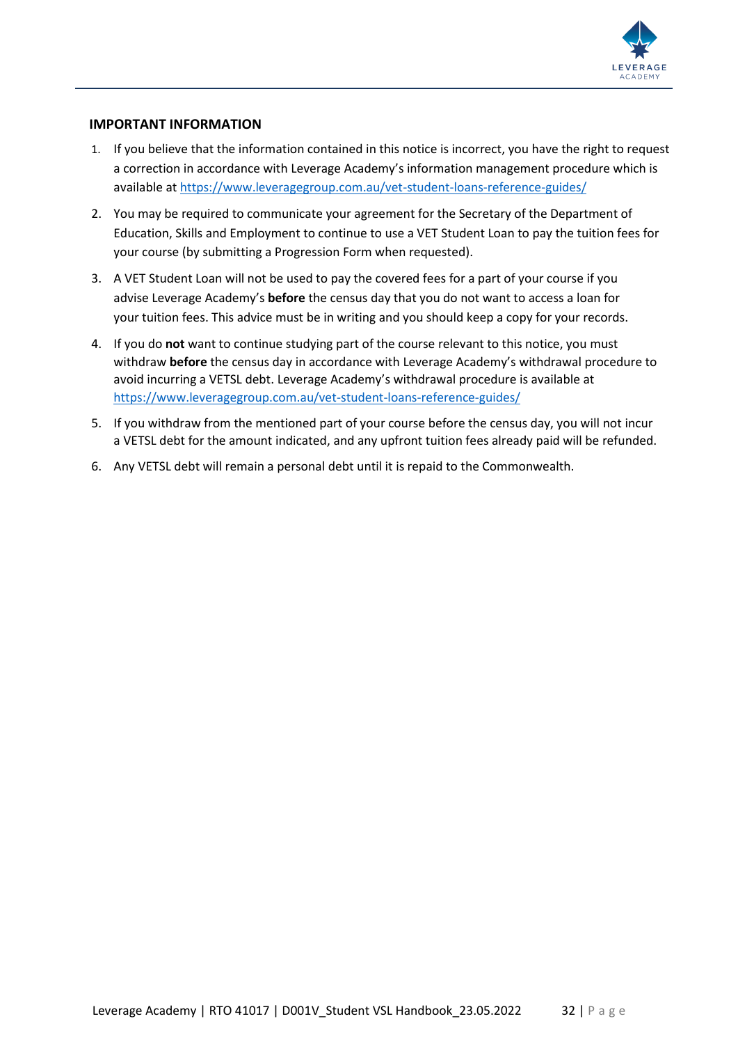**IMPORTANT INFORMATION**

1. If you believe that the information contained in this notice is incorrect, you have the right to request a correction in accordance with Leverage Academy's information management procedure which is available at https://www.leveragegroup.com.au/vet-student-loans-reference-guides/
2. You may be required to communicate your agreement for the Secretary of the Department of Education, Skills and Employment to continue to use a VET Student Loan to pay the tuition fees for your course (by submitting a Progression Form when requested).
3. A VET Student Loan will not be used to pay the covered fees for a part of your course if you advise Leverage Academy's **before** the census day that you do not want to access a loan for your tuition fees. This advice must be in writing and you should keep a copy for your records.
4. If you do **not** want to continue studying part of the course relevant to this notice, you must withdraw **before** the census day in accordance with Leverage Academy's withdrawal procedure to avoid incurring a VETSL debt. Leverage Academy's withdrawal procedure is available at https://www.leveragegroup.com.au/vet-student-loans-reference-guides/
5. If you withdraw from the mentioned part of your course before the census day, you will not incur a VETSL debt for the amount indicated, and any upfront tuition fees already paid will be refunded.
6. Any VETSL debt will remain a personal debt until it is repaid to the Commonwealth.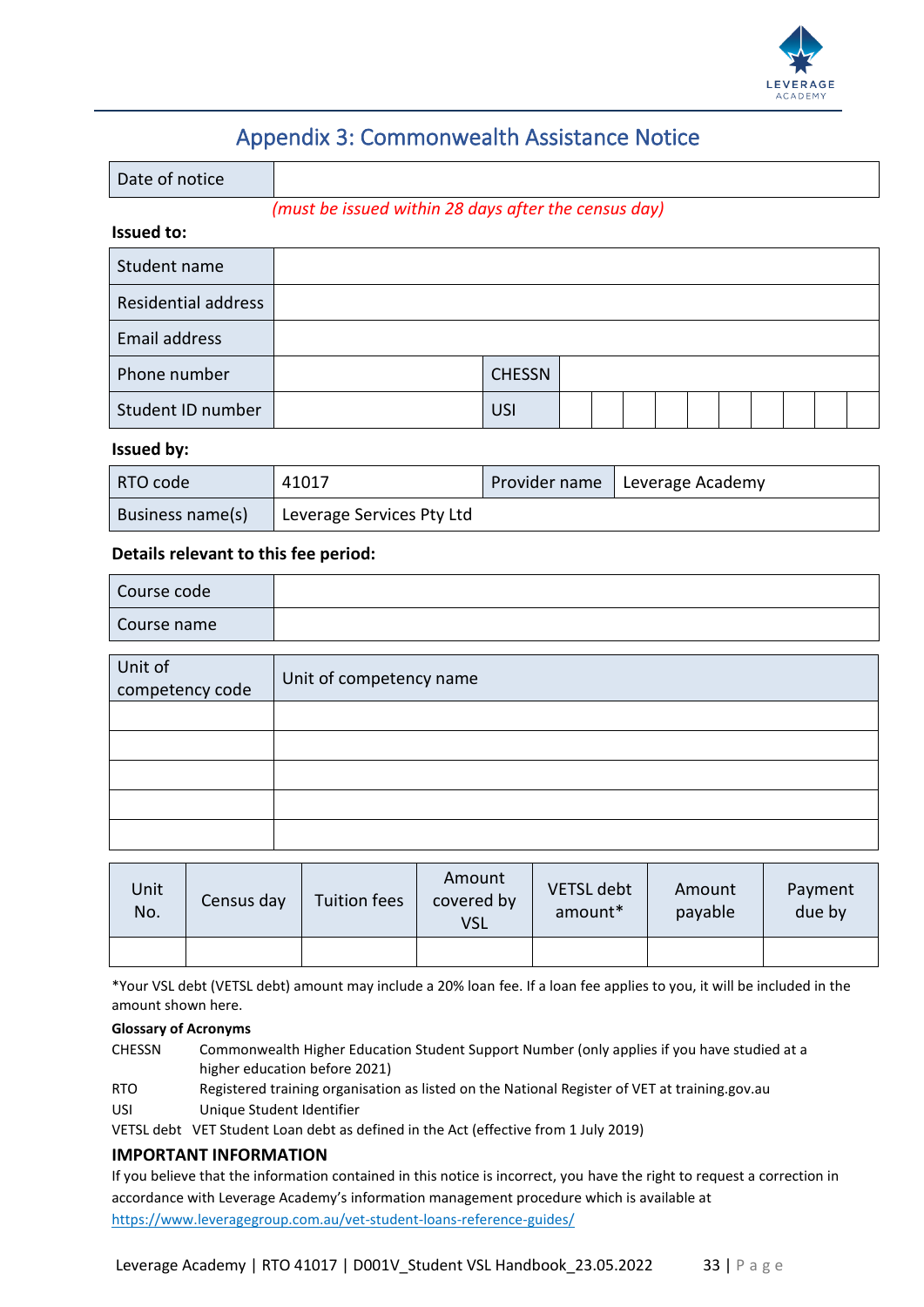# Appendix 3: Commonwealth Assistance Notice

| Date of notice | |
|---|---|

*(must be issued within 28 days after the census day)*

**Issued to:**

| Student name | | | | | | | | | | | |
|---|---|---|---|---|---|---|---|---|---|---|---|
| Residential address | | | | | | | | | | | |
| Email address | | | | | | | | | | | |
| Phone number | | CHESSN | | | | | | | | | |
| Student ID number | | USI | | | | | | | | | |

**Issued by:**

| RTO code | 41017 | Provider name | Leverage Academy |
|---|---|---|---|
| Business name(s) | Leverage Services Pty Ltd | | |

**Details relevant to this fee period:**

| Course code | |
|---|---|
| Course name | |

| Unit of competency code | Unit of competency name |
|---|---|
| | |
| | |
| | |
| | |
| | |

| Unit No. | Census day | Tuition fees | Amount covered by VSL | VETSL debt amount* | Amount payable | Payment due by |
|---|---|---|---|---|---|---|
| | | | | | | |

*Your VSL debt (VETSL debt) amount may include a 20% loan fee. If a loan fee applies to you, it will be included in the amount shown here.

**Glossary of Acronyms**

- CHESSN — Commonwealth Higher Education Student Support Number (only applies if you have studied at a higher education before 2021)
- RTO — Registered training organisation as listed on the National Register of VET at training.gov.au
- USI — Unique Student Identifier
- VETSL debt — VET Student Loan debt as defined in the Act (effective from 1 July 2019)

## IMPORTANT INFORMATION

If you believe that the information contained in this notice is incorrect, you have the right to request a correction in accordance with Leverage Academy's information management procedure which is available at https://www.leveragegroup.com.au/vet-student-loans-reference-guides/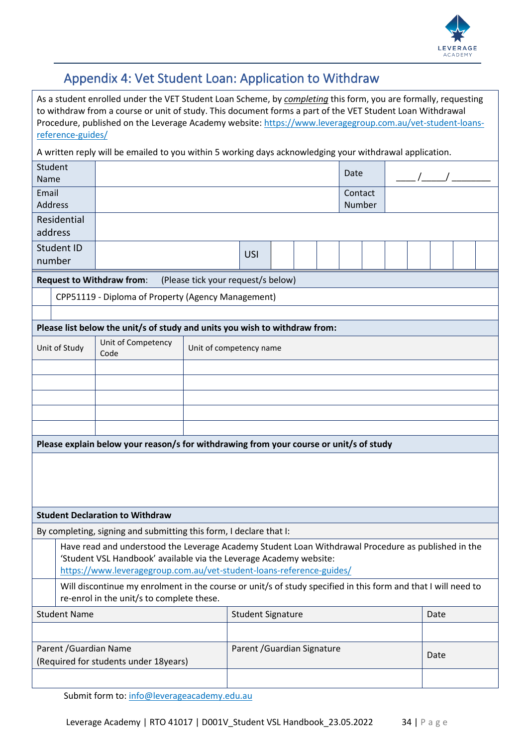## Appendix 4: Vet Student Loan: Application to Withdraw

As a student enrolled under the VET Student Loan Scheme, by *completing* this form, you are formally, requesting to withdraw from a course or unit of study. This document forms a part of the VET Student Loan Withdrawal Procedure, published on the Leverage Academy website: https://www.leveragegroup.com.au/vet-student-loans-reference-guides/

A written reply will be emailed to you within 5 working days acknowledging your withdrawal application.

| | | | |
|---|---|---|---|
| Student Name | | Date | ____/____/ _______ |
| Email Address | | Contact Number | |
| Residential address | | | |
| Student ID number | | USI | |

**Request to Withdraw from**: (Please tick your request/s below)

| | |
|---|---|
| | CPP51119 - Diploma of Property (Agency Management) |
| | |

**Please list below the unit/s of study and units you wish to withdraw from:**

| Unit of Study | Unit of Competency Code | Unit of competency name |
|---|---|---|
| | | |
| | | |
| | | |
| | | |
| | | |

**Please explain below your reason/s for withdrawing from your course or unit/s of study**

**Student Declaration to Withdraw**

By completing, signing and submitting this form, I declare that I:

| | |
|---|---|
| | Have read and understood the Leverage Academy Student Loan Withdrawal Procedure as published in the 'Student VSL Handbook' available via the Leverage Academy website: https://www.leveragegroup.com.au/vet-student-loans-reference-guides/ |
| | Will discontinue my enrolment in the course or unit/s of study specified in this form and that I will need to re-enrol in the unit/s to complete these. |

| Student Name | Student Signature | Date |
|---|---|---|
| | | |
| Parent /Guardian Name (Required for students under 18years) | Parent /Guardian Signature | Date |
| | | |

Submit form to: info@leverageacademy.edu.au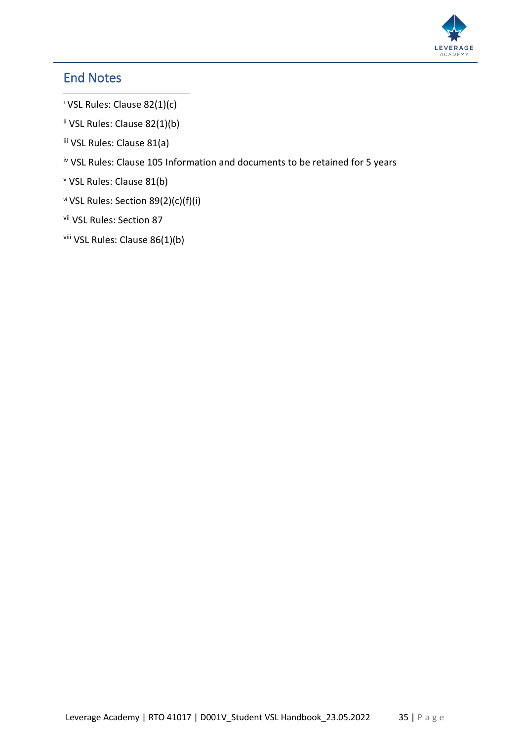## End Notes

[i] VSL Rules: Clause 82(1)(c)

[ii] VSL Rules: Clause 82(1)(b)

[iii] VSL Rules: Clause 81(a)

[iv] VSL Rules: Clause 105 Information and documents to be retained for 5 years

[v] VSL Rules: Clause 81(b)

[vi] VSL Rules: Section 89(2)(c)(f)(i)

[vii] VSL Rules: Section 87

[viii] VSL Rules: Clause 86(1)(b)